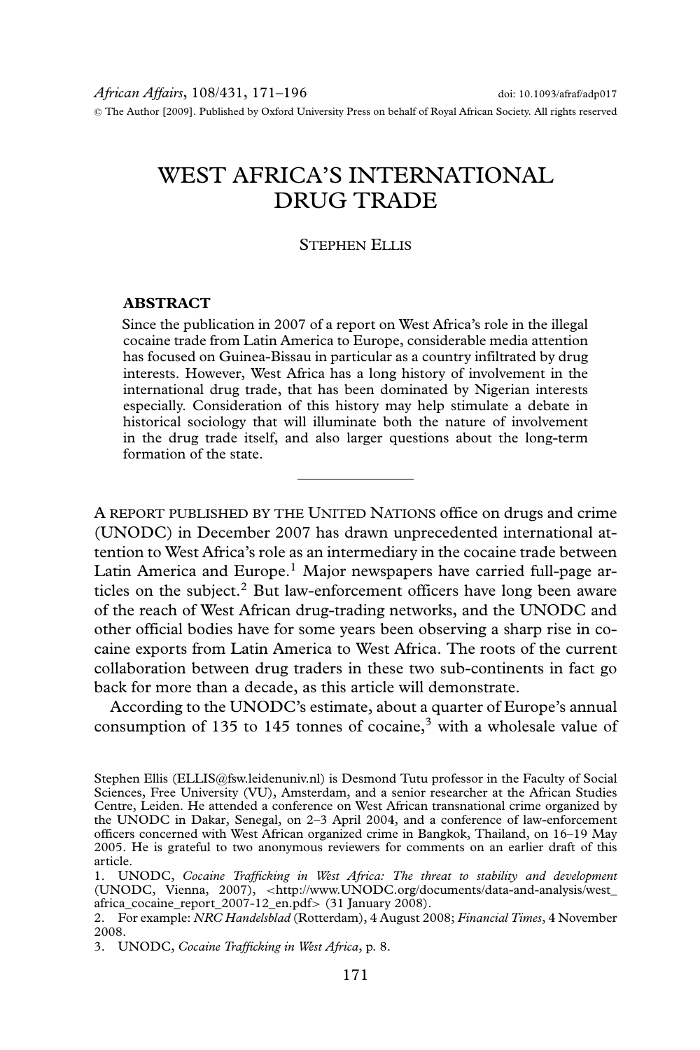# WEST AFRICA'S INTERNATIONAL DRUG TRADE

STEPHEN ELLIS

## ABSTRACT

Since the publication in 2007 of a report on West Africa's role in the illegal cocaine trade from Latin America to Europe, considerable media attention has focused on Guinea-Bissau in particular as a country infiltrated by drug interests. However, West Africa has a long history of involvement in the international drug trade, that has been dominated by Nigerian interests especially. Consideration of this history may help stimulate a debate in historical sociology that will illuminate both the nature of involvement in the drug trade itself, and also larger questions about the long-term formation of the state.

---

A REPORT PUBLISHED BY THE UNITED NATIONS office on drugs and crime (UNODC) in December 2007 has drawn unprecedented international attention to West Africa's role as an intermediary in the cocaine trade between Latin America and Europe.[1] Major newspapers have carried full-page articles on the subject.[2] But law-enforcement officers have long been aware of the reach of West African drug-trading networks, and the UNODC and other official bodies have for some years been observing a sharp rise in cocaine exports from Latin America to West Africa. The roots of the current collaboration between drug traders in these two sub-continents in fact go back for more than a decade, as this article will demonstrate.

According to the UNODC's estimate, about a quarter of Europe's annual consumption of 135 to 145 tonnes of cocaine,[3] with a wholesale value of

---

Stephen Ellis (ELLIS@fsw.leidenuniv.nl) is Desmond Tutu professor in the Faculty of Social Sciences, Free University (VU), Amsterdam, and a senior researcher at the African Studies Centre, Leiden. He attended a conference on West African transnational crime organized by the UNODC in Dakar, Senegal, on 2–3 April 2004, and a conference of law-enforcement officers concerned with West African organized crime in Bangkok, Thailand, on 16–19 May 2005. He is grateful to two anonymous reviewers for comments on an earlier draft of this article.

1. UNODC, *Cocaine Trafficking in West Africa: The threat to stability and development* (UNODC, Vienna, 2007), <http://www.UNODC.org/documents/data-and-analysis/west_africa_cocaine_report_2007-12_en.pdf> (31 January 2008).

2. For example: *NRC Handelsblad* (Rotterdam), 4 August 2008; *Financial Times*, 4 November 2008.

3. UNODC, *Cocaine Trafficking in West Africa*, p. 8.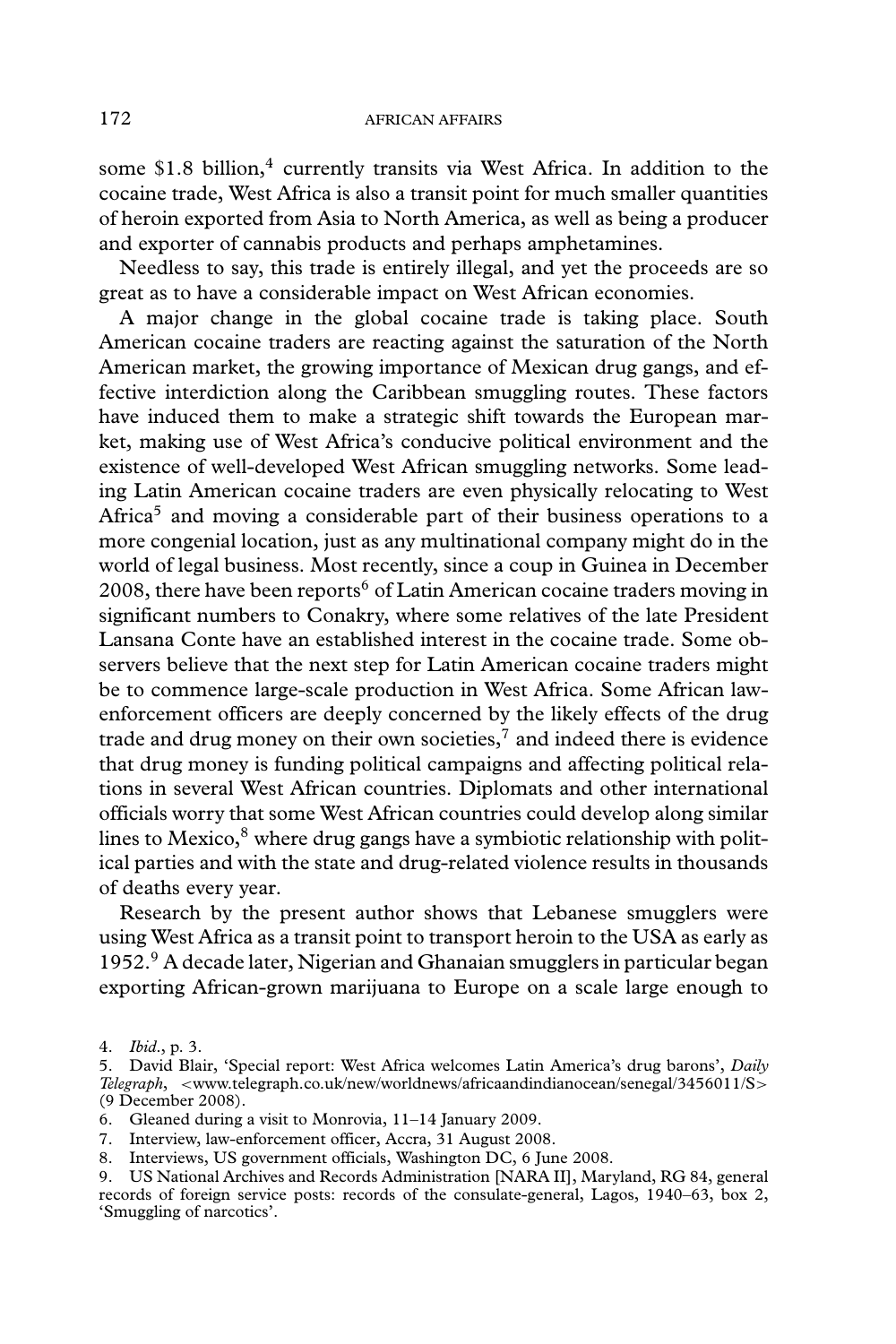some $1.8 billion,[4] currently transits via West Africa. In addition to the cocaine trade, West Africa is also a transit point for much smaller quantities of heroin exported from Asia to North America, as well as being a producer and exporter of cannabis products and perhaps amphetamines.

Needless to say, this trade is entirely illegal, and yet the proceeds are so great as to have a considerable impact on West African economies.

A major change in the global cocaine trade is taking place. South American cocaine traders are reacting against the saturation of the North American market, the growing importance of Mexican drug gangs, and effective interdiction along the Caribbean smuggling routes. These factors have induced them to make a strategic shift towards the European market, making use of West Africa's conducive political environment and the existence of well-developed West African smuggling networks. Some leading Latin American cocaine traders are even physically relocating to West Africa[5] and moving a considerable part of their business operations to a more congenial location, just as any multinational company might do in the world of legal business. Most recently, since a coup in Guinea in December 2008, there have been reports[6] of Latin American cocaine traders moving in significant numbers to Conakry, where some relatives of the late President Lansana Conte have an established interest in the cocaine trade. Some observers believe that the next step for Latin American cocaine traders might be to commence large-scale production in West Africa. Some African law-enforcement officers are deeply concerned by the likely effects of the drug trade and drug money on their own societies,[7] and indeed there is evidence that drug money is funding political campaigns and affecting political relations in several West African countries. Diplomats and other international officials worry that some West African countries could develop along similar lines to Mexico,[8] where drug gangs have a symbiotic relationship with political parties and with the state and drug-related violence results in thousands of deaths every year.

Research by the present author shows that Lebanese smugglers were using West Africa as a transit point to transport heroin to the USA as early as 1952.[9] A decade later, Nigerian and Ghanaian smugglers in particular began exporting African-grown marijuana to Europe on a scale large enough to

4. *Ibid*., p. 3.
5. David Blair, 'Special report: West Africa welcomes Latin America's drug barons', *Daily Telegraph*, <www.telegraph.co.uk/new/worldnews/africaandindianocean/senegal/3456011/S> (9 December 2008).
6. Gleaned during a visit to Monrovia, 11–14 January 2009.
7. Interview, law-enforcement officer, Accra, 31 August 2008.
8. Interviews, US government officials, Washington DC, 6 June 2008.
9. US National Archives and Records Administration [NARA II], Maryland, RG 84, general records of foreign service posts: records of the consulate-general, Lagos, 1940–63, box 2, 'Smuggling of narcotics'.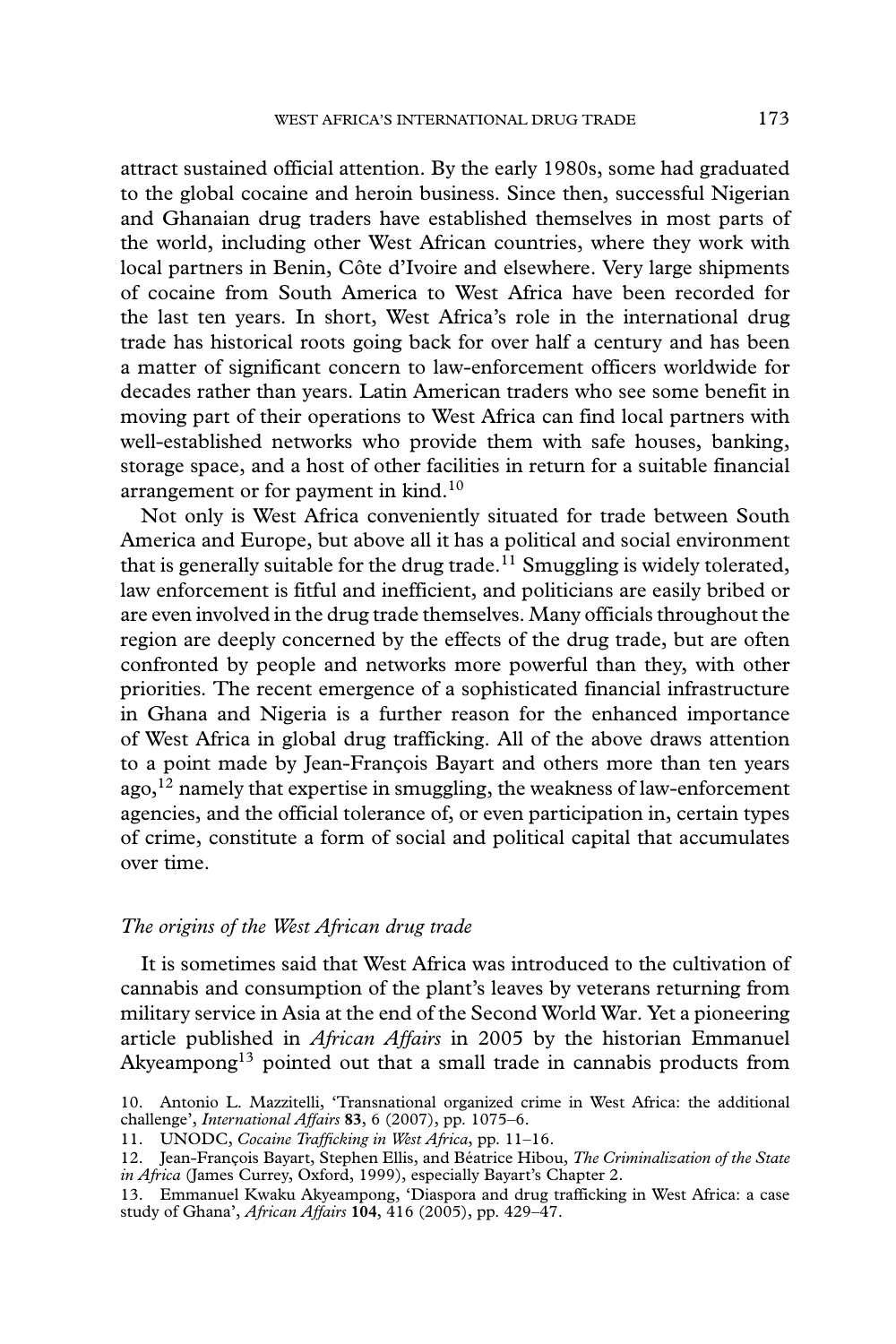attract sustained official attention. By the early 1980s, some had graduated to the global cocaine and heroin business. Since then, successful Nigerian and Ghanaian drug traders have established themselves in most parts of the world, including other West African countries, where they work with local partners in Benin, Côte d'Ivoire and elsewhere. Very large shipments of cocaine from South America to West Africa have been recorded for the last ten years. In short, West Africa's role in the international drug trade has historical roots going back for over half a century and has been a matter of significant concern to law-enforcement officers worldwide for decades rather than years. Latin American traders who see some benefit in moving part of their operations to West Africa can find local partners with well-established networks who provide them with safe houses, banking, storage space, and a host of other facilities in return for a suitable financial arrangement or for payment in kind.[10]

Not only is West Africa conveniently situated for trade between South America and Europe, but above all it has a political and social environment that is generally suitable for the drug trade.[11] Smuggling is widely tolerated, law enforcement is fitful and inefficient, and politicians are easily bribed or are even involved in the drug trade themselves. Many officials throughout the region are deeply concerned by the effects of the drug trade, but are often confronted by people and networks more powerful than they, with other priorities. The recent emergence of a sophisticated financial infrastructure in Ghana and Nigeria is a further reason for the enhanced importance of West Africa in global drug trafficking. All of the above draws attention to a point made by Jean-François Bayart and others more than ten years ago,[12] namely that expertise in smuggling, the weakness of law-enforcement agencies, and the official tolerance of, or even participation in, certain types of crime, constitute a form of social and political capital that accumulates over time.

### *The origins of the West African drug trade*

It is sometimes said that West Africa was introduced to the cultivation of cannabis and consumption of the plant's leaves by veterans returning from military service in Asia at the end of the Second World War. Yet a pioneering article published in *African Affairs* in 2005 by the historian Emmanuel Akyeampong[13] pointed out that a small trade in cannabis products from

10. Antonio L. Mazzitelli, 'Transnational organized crime in West Africa: the additional challenge', *International Affairs* **83**, 6 (2007), pp. 1075–6.

11. UNODC, *Cocaine Trafficking in West Africa*, pp. 11–16.

12. Jean-François Bayart, Stephen Ellis, and Béatrice Hibou, *The Criminalization of the State in Africa* (James Currey, Oxford, 1999), especially Bayart's Chapter 2.

13. Emmanuel Kwaku Akyeampong, 'Diaspora and drug trafficking in West Africa: a case study of Ghana', *African Affairs* **104**, 416 (2005), pp. 429–47.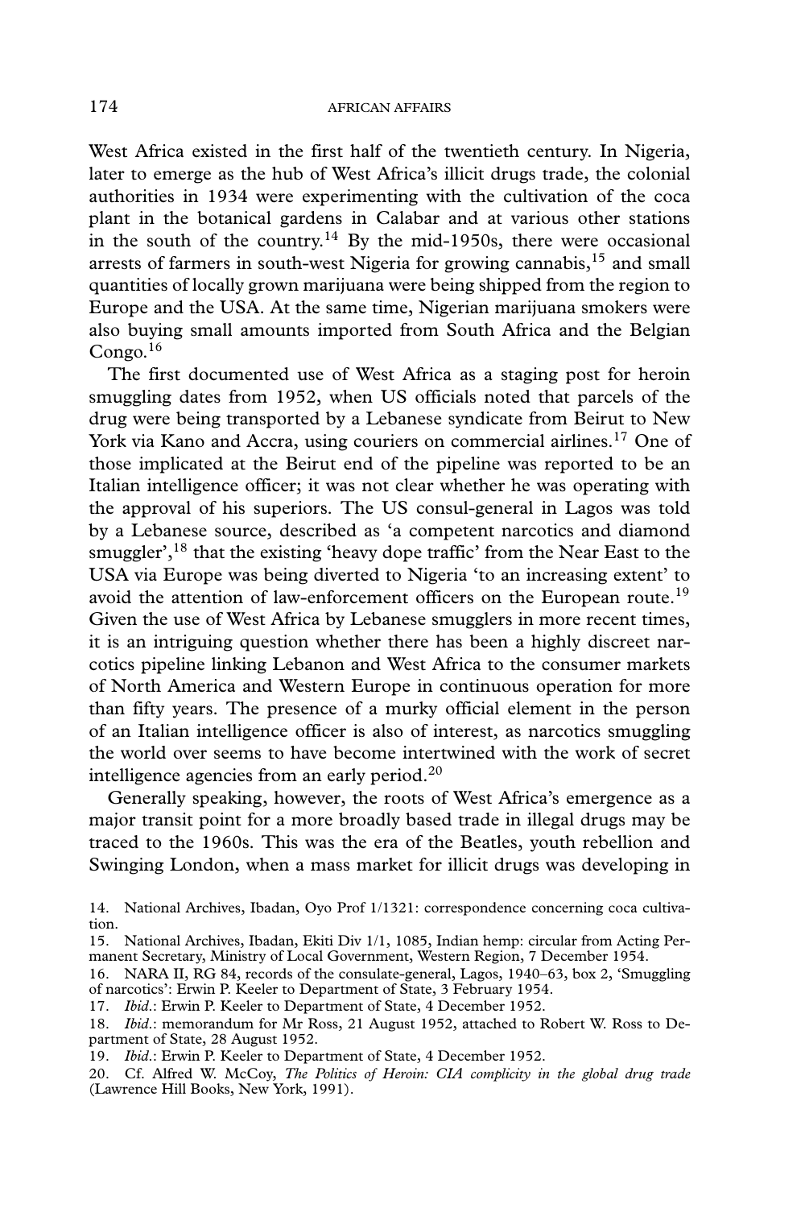West Africa existed in the first half of the twentieth century. In Nigeria, later to emerge as the hub of West Africa's illicit drugs trade, the colonial authorities in 1934 were experimenting with the cultivation of the coca plant in the botanical gardens in Calabar and at various other stations in the south of the country.[14] By the mid-1950s, there were occasional arrests of farmers in south-west Nigeria for growing cannabis,[15] and small quantities of locally grown marijuana were being shipped from the region to Europe and the USA. At the same time, Nigerian marijuana smokers were also buying small amounts imported from South Africa and the Belgian Congo.[16]

The first documented use of West Africa as a staging post for heroin smuggling dates from 1952, when US officials noted that parcels of the drug were being transported by a Lebanese syndicate from Beirut to New York via Kano and Accra, using couriers on commercial airlines.[17] One of those implicated at the Beirut end of the pipeline was reported to be an Italian intelligence officer; it was not clear whether he was operating with the approval of his superiors. The US consul-general in Lagos was told by a Lebanese source, described as 'a competent narcotics and diamond smuggler',[18] that the existing 'heavy dope traffic' from the Near East to the USA via Europe was being diverted to Nigeria 'to an increasing extent' to avoid the attention of law-enforcement officers on the European route.[19] Given the use of West Africa by Lebanese smugglers in more recent times, it is an intriguing question whether there has been a highly discreet narcotics pipeline linking Lebanon and West Africa to the consumer markets of North America and Western Europe in continuous operation for more than fifty years. The presence of a murky official element in the person of an Italian intelligence officer is also of interest, as narcotics smuggling the world over seems to have become intertwined with the work of secret intelligence agencies from an early period.[20]

Generally speaking, however, the roots of West Africa's emergence as a major transit point for a more broadly based trade in illegal drugs may be traced to the 1960s. This was the era of the Beatles, youth rebellion and Swinging London, when a mass market for illicit drugs was developing in

14. National Archives, Ibadan, Oyo Prof 1/1321: correspondence concerning coca cultivation.

15. National Archives, Ibadan, Ekiti Div 1/1, 1085, Indian hemp: circular from Acting Permanent Secretary, Ministry of Local Government, Western Region, 7 December 1954.

16. NARA II, RG 84, records of the consulate-general, Lagos, 1940–63, box 2, 'Smuggling of narcotics': Erwin P. Keeler to Department of State, 3 February 1954.

17. *Ibid.*: Erwin P. Keeler to Department of State, 4 December 1952.

18. *Ibid.*: memorandum for Mr Ross, 21 August 1952, attached to Robert W. Ross to Department of State, 28 August 1952.

19. *Ibid.*: Erwin P. Keeler to Department of State, 4 December 1952.

20. Cf. Alfred W. McCoy, *The Politics of Heroin: CIA complicity in the global drug trade* (Lawrence Hill Books, New York, 1991).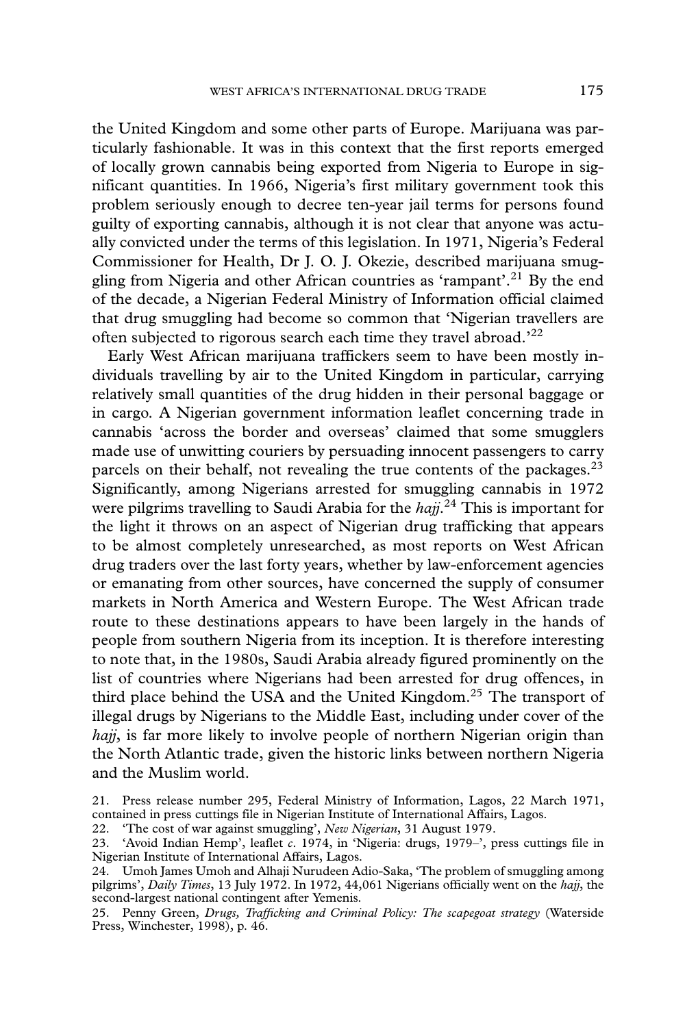the United Kingdom and some other parts of Europe. Marijuana was particularly fashionable. It was in this context that the first reports emerged of locally grown cannabis being exported from Nigeria to Europe in significant quantities. In 1966, Nigeria's first military government took this problem seriously enough to decree ten-year jail terms for persons found guilty of exporting cannabis, although it is not clear that anyone was actually convicted under the terms of this legislation. In 1971, Nigeria's Federal Commissioner for Health, Dr J. O. J. Okezie, described marijuana smuggling from Nigeria and other African countries as 'rampant'.[21] By the end of the decade, a Nigerian Federal Ministry of Information official claimed that drug smuggling had become so common that 'Nigerian travellers are often subjected to rigorous search each time they travel abroad.'[22]

Early West African marijuana traffickers seem to have been mostly individuals travelling by air to the United Kingdom in particular, carrying relatively small quantities of the drug hidden in their personal baggage or in cargo. A Nigerian government information leaflet concerning trade in cannabis 'across the border and overseas' claimed that some smugglers made use of unwitting couriers by persuading innocent passengers to carry parcels on their behalf, not revealing the true contents of the packages.[23] Significantly, among Nigerians arrested for smuggling cannabis in 1972 were pilgrims travelling to Saudi Arabia for the *hajj*.[24] This is important for the light it throws on an aspect of Nigerian drug trafficking that appears to be almost completely unresearched, as most reports on West African drug traders over the last forty years, whether by law-enforcement agencies or emanating from other sources, have concerned the supply of consumer markets in North America and Western Europe. The West African trade route to these destinations appears to have been largely in the hands of people from southern Nigeria from its inception. It is therefore interesting to note that, in the 1980s, Saudi Arabia already figured prominently on the list of countries where Nigerians had been arrested for drug offences, in third place behind the USA and the United Kingdom.[25] The transport of illegal drugs by Nigerians to the Middle East, including under cover of the *hajj*, is far more likely to involve people of northern Nigerian origin than the North Atlantic trade, given the historic links between northern Nigeria and the Muslim world.

21. Press release number 295, Federal Ministry of Information, Lagos, 22 March 1971, contained in press cuttings file in Nigerian Institute of International Affairs, Lagos.

22. 'The cost of war against smuggling', *New Nigerian*, 31 August 1979.

23. 'Avoid Indian Hemp', leaflet *c.* 1974, in 'Nigeria: drugs, 1979–', press cuttings file in Nigerian Institute of International Affairs, Lagos.

24. Umoh James Umoh and Alhaji Nurudeen Adio-Saka, 'The problem of smuggling among pilgrims', *Daily Times*, 13 July 1972. In 1972, 44,061 Nigerians officially went on the *hajj*, the second-largest national contingent after Yemenis.

25. Penny Green, *Drugs, Trafficking and Criminal Policy: The scapegoat strategy* (Waterside Press, Winchester, 1998), p. 46.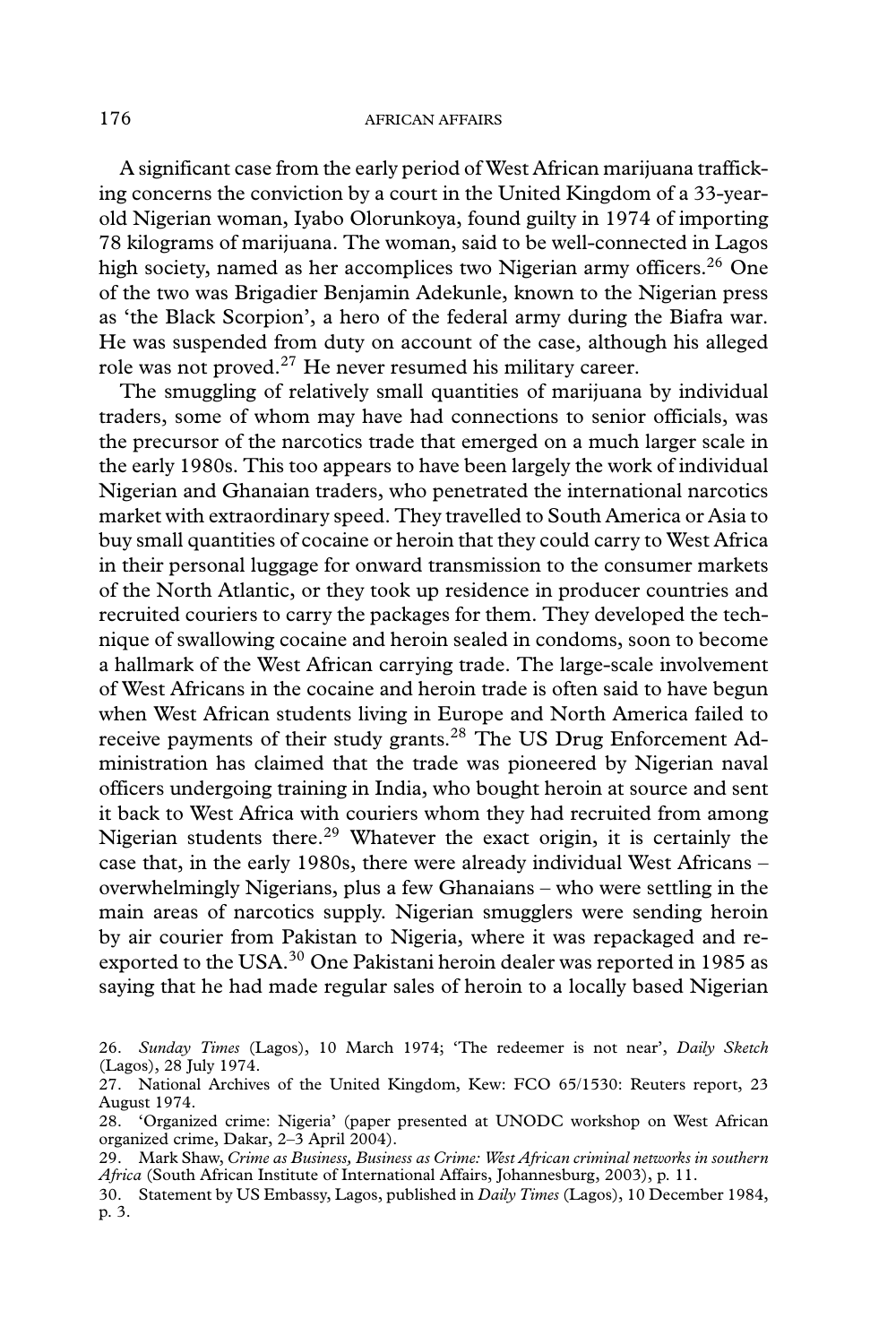A significant case from the early period of West African marijuana trafficking concerns the conviction by a court in the United Kingdom of a 33-year-old Nigerian woman, Iyabo Olorunkoya, found guilty in 1974 of importing 78 kilograms of marijuana. The woman, said to be well-connected in Lagos high society, named as her accomplices two Nigerian army officers.[26] One of the two was Brigadier Benjamin Adekunle, known to the Nigerian press as 'the Black Scorpion', a hero of the federal army during the Biafra war. He was suspended from duty on account of the case, although his alleged role was not proved.[27] He never resumed his military career.

The smuggling of relatively small quantities of marijuana by individual traders, some of whom may have had connections to senior officials, was the precursor of the narcotics trade that emerged on a much larger scale in the early 1980s. This too appears to have been largely the work of individual Nigerian and Ghanaian traders, who penetrated the international narcotics market with extraordinary speed. They travelled to South America or Asia to buy small quantities of cocaine or heroin that they could carry to West Africa in their personal luggage for onward transmission to the consumer markets of the North Atlantic, or they took up residence in producer countries and recruited couriers to carry the packages for them. They developed the technique of swallowing cocaine and heroin sealed in condoms, soon to become a hallmark of the West African carrying trade. The large-scale involvement of West Africans in the cocaine and heroin trade is often said to have begun when West African students living in Europe and North America failed to receive payments of their study grants.[28] The US Drug Enforcement Administration has claimed that the trade was pioneered by Nigerian naval officers undergoing training in India, who bought heroin at source and sent it back to West Africa with couriers whom they had recruited from among Nigerian students there.[29] Whatever the exact origin, it is certainly the case that, in the early 1980s, there were already individual West Africans – overwhelmingly Nigerians, plus a few Ghanaians – who were settling in the main areas of narcotics supply. Nigerian smugglers were sending heroin by air courier from Pakistan to Nigeria, where it was repackaged and re-exported to the USA.[30] One Pakistani heroin dealer was reported in 1985 as saying that he had made regular sales of heroin to a locally based Nigerian

26. *Sunday Times* (Lagos), 10 March 1974; 'The redeemer is not near', *Daily Sketch* (Lagos), 28 July 1974.

27. National Archives of the United Kingdom, Kew: FCO 65/1530: Reuters report, 23 August 1974.

28. 'Organized crime: Nigeria' (paper presented at UNODC workshop on West African organized crime, Dakar, 2–3 April 2004).

29. Mark Shaw, *Crime as Business, Business as Crime: West African criminal networks in southern Africa* (South African Institute of International Affairs, Johannesburg, 2003), p. 11.

30. Statement by US Embassy, Lagos, published in *Daily Times* (Lagos), 10 December 1984, p. 3.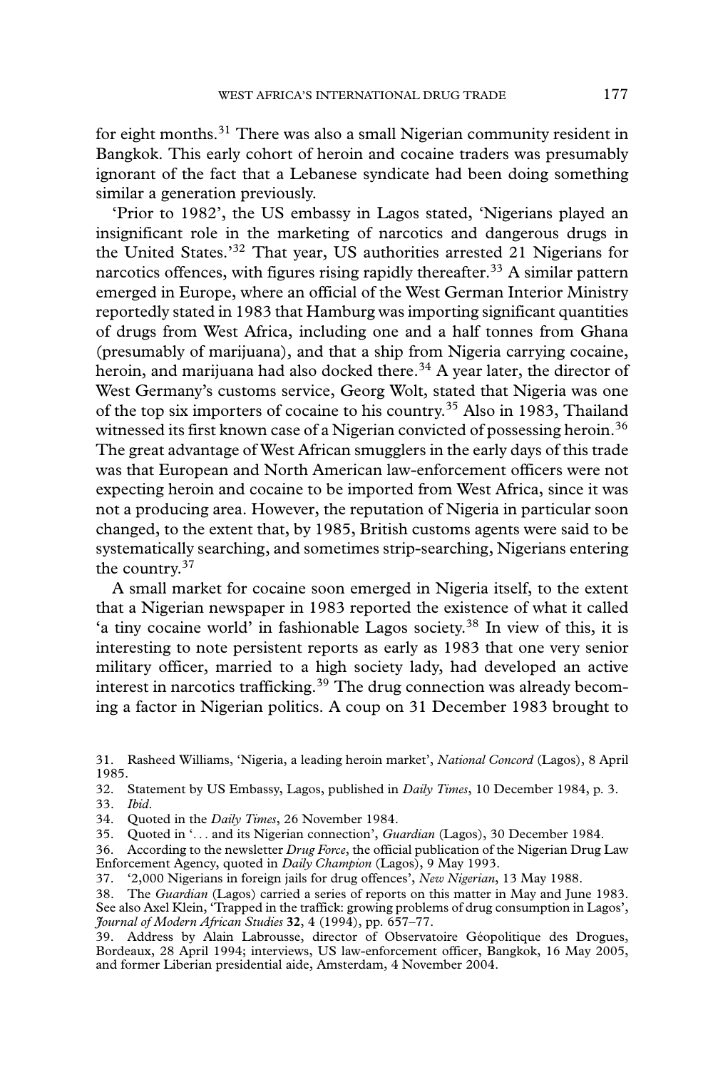for eight months.[31] There was also a small Nigerian community resident in Bangkok. This early cohort of heroin and cocaine traders was presumably ignorant of the fact that a Lebanese syndicate had been doing something similar a generation previously.

'Prior to 1982', the US embassy in Lagos stated, 'Nigerians played an insignificant role in the marketing of narcotics and dangerous drugs in the United States.'[32] That year, US authorities arrested 21 Nigerians for narcotics offences, with figures rising rapidly thereafter.[33] A similar pattern emerged in Europe, where an official of the West German Interior Ministry reportedly stated in 1983 that Hamburg was importing significant quantities of drugs from West Africa, including one and a half tonnes from Ghana (presumably of marijuana), and that a ship from Nigeria carrying cocaine, heroin, and marijuana had also docked there.[34] A year later, the director of West Germany's customs service, Georg Wolt, stated that Nigeria was one of the top six importers of cocaine to his country.[35] Also in 1983, Thailand witnessed its first known case of a Nigerian convicted of possessing heroin.[36] The great advantage of West African smugglers in the early days of this trade was that European and North American law-enforcement officers were not expecting heroin and cocaine to be imported from West Africa, since it was not a producing area. However, the reputation of Nigeria in particular soon changed, to the extent that, by 1985, British customs agents were said to be systematically searching, and sometimes strip-searching, Nigerians entering the country.[37]

A small market for cocaine soon emerged in Nigeria itself, to the extent that a Nigerian newspaper in 1983 reported the existence of what it called 'a tiny cocaine world' in fashionable Lagos society.[38] In view of this, it is interesting to note persistent reports as early as 1983 that one very senior military officer, married to a high society lady, had developed an active interest in narcotics trafficking.[39] The drug connection was already becoming a factor in Nigerian politics. A coup on 31 December 1983 brought to

31. Rasheed Williams, 'Nigeria, a leading heroin market', *National Concord* (Lagos), 8 April 1985.

32. Statement by US Embassy, Lagos, published in *Daily Times*, 10 December 1984, p. 3.

33. *Ibid*.

34. Quoted in the *Daily Times*, 26 November 1984.

35. Quoted in '... and its Nigerian connection', *Guardian* (Lagos), 30 December 1984.

36. According to the newsletter *Drug Force*, the official publication of the Nigerian Drug Law Enforcement Agency, quoted in *Daily Champion* (Lagos), 9 May 1993.

37. '2,000 Nigerians in foreign jails for drug offences', *New Nigerian*, 13 May 1988.

38. The *Guardian* (Lagos) carried a series of reports on this matter in May and June 1983. See also Axel Klein, 'Trapped in the traffick: growing problems of drug consumption in Lagos', *Journal of Modern African Studies* **32**, 4 (1994), pp. 657–77.

39. Address by Alain Labrousse, director of Observatoire Géopolitique des Drogues, Bordeaux, 28 April 1994; interviews, US law-enforcement officer, Bangkok, 16 May 2005, and former Liberian presidential aide, Amsterdam, 4 November 2004.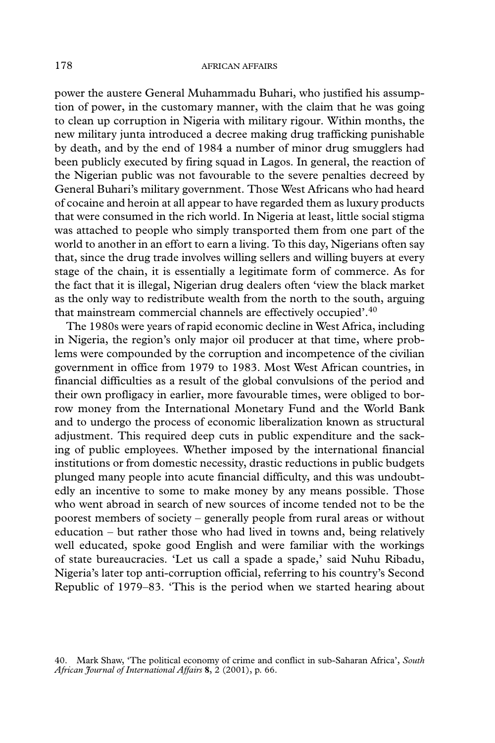power the austere General Muhammadu Buhari, who justified his assumption of power, in the customary manner, with the claim that he was going to clean up corruption in Nigeria with military rigour. Within months, the new military junta introduced a decree making drug trafficking punishable by death, and by the end of 1984 a number of minor drug smugglers had been publicly executed by firing squad in Lagos. In general, the reaction of the Nigerian public was not favourable to the severe penalties decreed by General Buhari's military government. Those West Africans who had heard of cocaine and heroin at all appear to have regarded them as luxury products that were consumed in the rich world. In Nigeria at least, little social stigma was attached to people who simply transported them from one part of the world to another in an effort to earn a living. To this day, Nigerians often say that, since the drug trade involves willing sellers and willing buyers at every stage of the chain, it is essentially a legitimate form of commerce. As for the fact that it is illegal, Nigerian drug dealers often 'view the black market as the only way to redistribute wealth from the north to the south, arguing that mainstream commercial channels are effectively occupied'.[40]

The 1980s were years of rapid economic decline in West Africa, including in Nigeria, the region's only major oil producer at that time, where problems were compounded by the corruption and incompetence of the civilian government in office from 1979 to 1983. Most West African countries, in financial difficulties as a result of the global convulsions of the period and their own profligacy in earlier, more favourable times, were obliged to borrow money from the International Monetary Fund and the World Bank and to undergo the process of economic liberalization known as structural adjustment. This required deep cuts in public expenditure and the sacking of public employees. Whether imposed by the international financial institutions or from domestic necessity, drastic reductions in public budgets plunged many people into acute financial difficulty, and this was undoubtedly an incentive to some to make money by any means possible. Those who went abroad in search of new sources of income tended not to be the poorest members of society – generally people from rural areas or without education – but rather those who had lived in towns and, being relatively well educated, spoke good English and were familiar with the workings of state bureaucracies. 'Let us call a spade a spade,' said Nuhu Ribadu, Nigeria's later top anti-corruption official, referring to his country's Second Republic of 1979–83. 'This is the period when we started hearing about

40. Mark Shaw, 'The political economy of crime and conflict in sub-Saharan Africa', *South African Journal of International Affairs* **8**, 2 (2001), p. 66.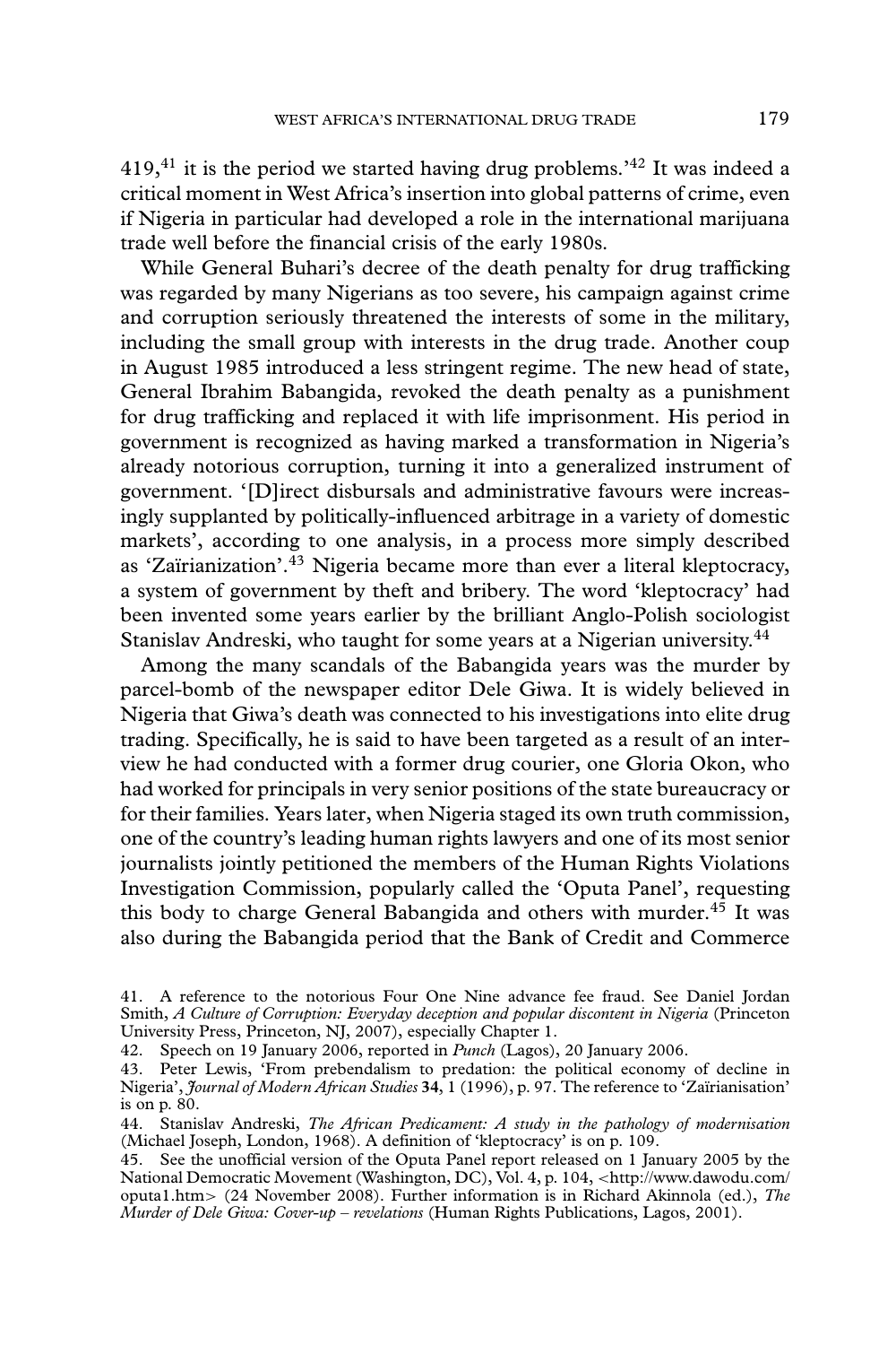419,[41] it is the period we started having drug problems.'[42] It was indeed a critical moment in West Africa's insertion into global patterns of crime, even if Nigeria in particular had developed a role in the international marijuana trade well before the financial crisis of the early 1980s.

While General Buhari's decree of the death penalty for drug trafficking was regarded by many Nigerians as too severe, his campaign against crime and corruption seriously threatened the interests of some in the military, including the small group with interests in the drug trade. Another coup in August 1985 introduced a less stringent regime. The new head of state, General Ibrahim Babangida, revoked the death penalty as a punishment for drug trafficking and replaced it with life imprisonment. His period in government is recognized as having marked a transformation in Nigeria's already notorious corruption, turning it into a generalized instrument of government. '[D]irect disbursals and administrative favours were increasingly supplanted by politically-influenced arbitrage in a variety of domestic markets', according to one analysis, in a process more simply described as 'Zaïrianization'.[43] Nigeria became more than ever a literal kleptocracy, a system of government by theft and bribery. The word 'kleptocracy' had been invented some years earlier by the brilliant Anglo-Polish sociologist Stanislav Andreski, who taught for some years at a Nigerian university.[44]

Among the many scandals of the Babangida years was the murder by parcel-bomb of the newspaper editor Dele Giwa. It is widely believed in Nigeria that Giwa's death was connected to his investigations into elite drug trading. Specifically, he is said to have been targeted as a result of an interview he had conducted with a former drug courier, one Gloria Okon, who had worked for principals in very senior positions of the state bureaucracy or for their families. Years later, when Nigeria staged its own truth commission, one of the country's leading human rights lawyers and one of its most senior journalists jointly petitioned the members of the Human Rights Violations Investigation Commission, popularly called the 'Oputa Panel', requesting this body to charge General Babangida and others with murder.[45] It was also during the Babangida period that the Bank of Credit and Commerce

41. A reference to the notorious Four One Nine advance fee fraud. See Daniel Jordan Smith, *A Culture of Corruption: Everyday deception and popular discontent in Nigeria* (Princeton University Press, Princeton, NJ, 2007), especially Chapter 1.

42. Speech on 19 January 2006, reported in *Punch* (Lagos), 20 January 2006.

43. Peter Lewis, 'From prebendalism to predation: the political economy of decline in Nigeria', *Journal of Modern African Studies* **34**, 1 (1996), p. 97. The reference to 'Zaïrianisation' is on p. 80.

44. Stanislav Andreski, *The African Predicament: A study in the pathology of modernisation* (Michael Joseph, London, 1968). A definition of 'kleptocracy' is on p. 109.

45. See the unofficial version of the Oputa Panel report released on 1 January 2005 by the National Democratic Movement (Washington, DC), Vol. 4, p. 104, <http://www.dawodu.com/oputa1.htm> (24 November 2008). Further information is in Richard Akinnola (ed.), *The Murder of Dele Giwa: Cover-up – revelations* (Human Rights Publications, Lagos, 2001).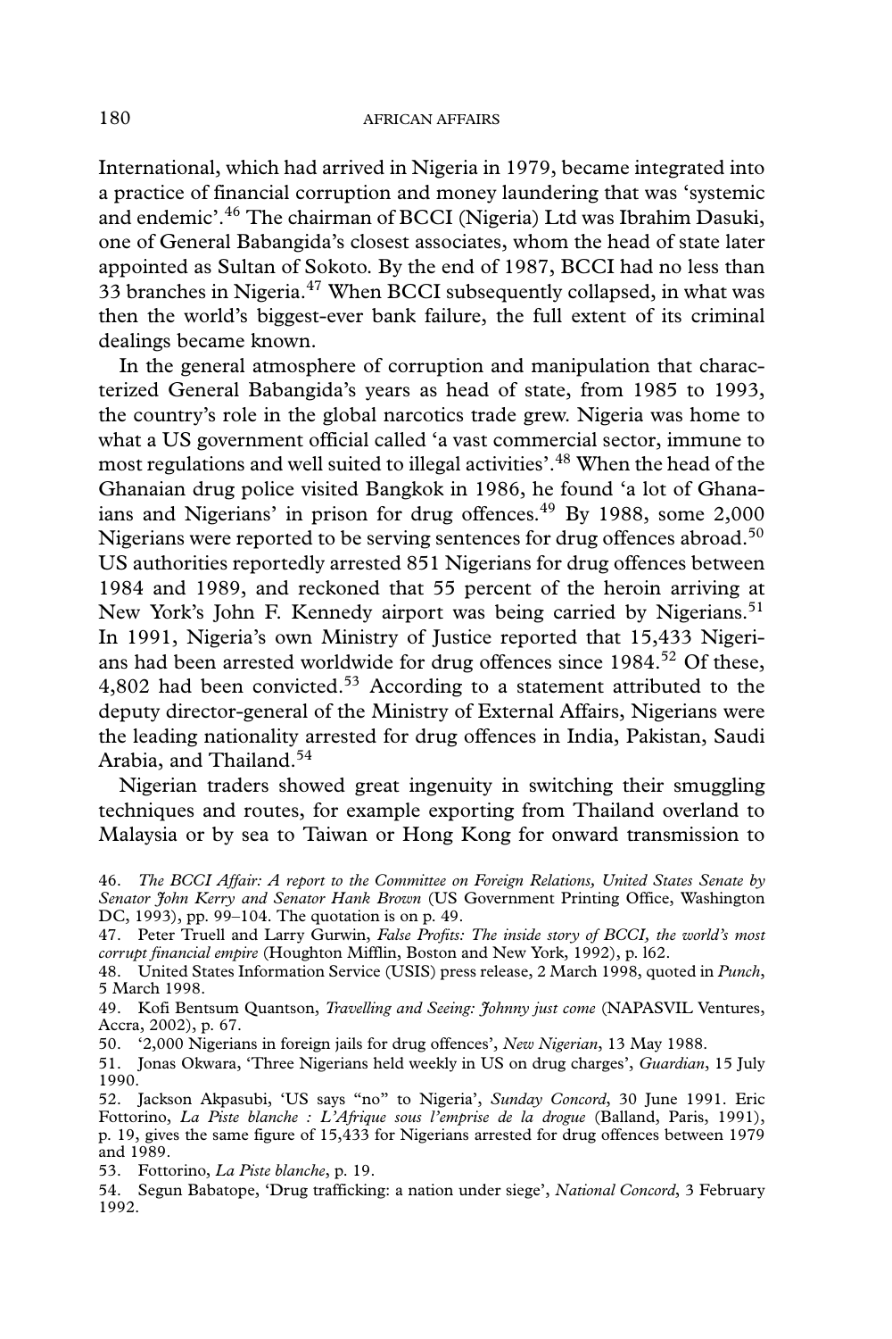International, which had arrived in Nigeria in 1979, became integrated into a practice of financial corruption and money laundering that was 'systemic and endemic'.[46] The chairman of BCCI (Nigeria) Ltd was Ibrahim Dasuki, one of General Babangida's closest associates, whom the head of state later appointed as Sultan of Sokoto. By the end of 1987, BCCI had no less than 33 branches in Nigeria.[47] When BCCI subsequently collapsed, in what was then the world's biggest-ever bank failure, the full extent of its criminal dealings became known.

In the general atmosphere of corruption and manipulation that characterized General Babangida's years as head of state, from 1985 to 1993, the country's role in the global narcotics trade grew. Nigeria was home to what a US government official called 'a vast commercial sector, immune to most regulations and well suited to illegal activities'.[48] When the head of the Ghanaian drug police visited Bangkok in 1986, he found 'a lot of Ghanaians and Nigerians' in prison for drug offences.[49] By 1988, some 2,000 Nigerians were reported to be serving sentences for drug offences abroad.[50] US authorities reportedly arrested 851 Nigerians for drug offences between 1984 and 1989, and reckoned that 55 percent of the heroin arriving at New York's John F. Kennedy airport was being carried by Nigerians.[51] In 1991, Nigeria's own Ministry of Justice reported that 15,433 Nigerians had been arrested worldwide for drug offences since 1984.[52] Of these, 4,802 had been convicted.[53] According to a statement attributed to the deputy director-general of the Ministry of External Affairs, Nigerians were the leading nationality arrested for drug offences in India, Pakistan, Saudi Arabia, and Thailand.[54]

Nigerian traders showed great ingenuity in switching their smuggling techniques and routes, for example exporting from Thailand overland to Malaysia or by sea to Taiwan or Hong Kong for onward transmission to

46. *The BCCI Affair: A report to the Committee on Foreign Relations, United States Senate by Senator John Kerry and Senator Hank Brown* (US Government Printing Office, Washington DC, 1993), pp. 99–104. The quotation is on p. 49.

47. Peter Truell and Larry Gurwin, *False Profits: The inside story of BCCI, the world's most corrupt financial empire* (Houghton Mifflin, Boston and New York, 1992), p. 162.

48. United States Information Service (USIS) press release, 2 March 1998, quoted in *Punch*, 5 March 1998.

49. Kofi Bentsum Quantson, *Travelling and Seeing: Johnny just come* (NAPASVIL Ventures, Accra, 2002), p. 67.

50. '2,000 Nigerians in foreign jails for drug offences', *New Nigerian*, 13 May 1988.

51. Jonas Okwara, 'Three Nigerians held weekly in US on drug charges', *Guardian*, 15 July 1990.

52. Jackson Akpasubi, 'US says "no" to Nigeria', *Sunday Concord*, 30 June 1991. Eric Fottorino, *La Piste blanche : L'Afrique sous l'emprise de la drogue* (Balland, Paris, 1991), p. 19, gives the same figure of 15,433 for Nigerians arrested for drug offences between 1979 and 1989.

53. Fottorino, *La Piste blanche*, p. 19.

54. Segun Babatope, 'Drug trafficking: a nation under siege', *National Concord*, 3 February 1992.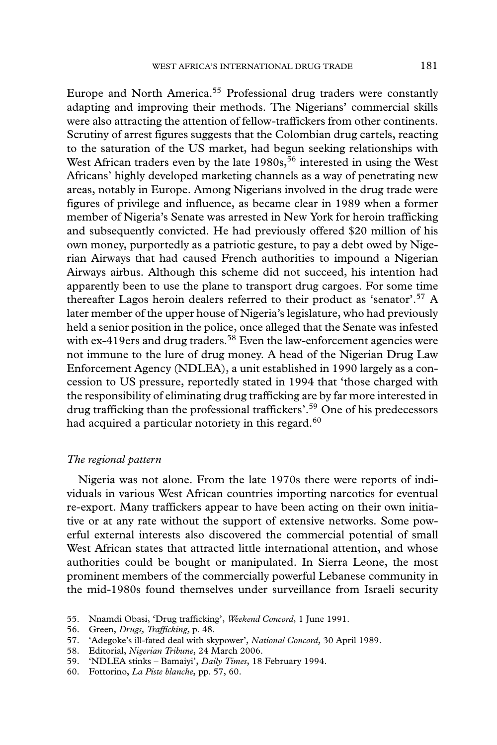Europe and North America.[55] Professional drug traders were constantly adapting and improving their methods. The Nigerians' commercial skills were also attracting the attention of fellow-traffickers from other continents. Scrutiny of arrest figures suggests that the Colombian drug cartels, reacting to the saturation of the US market, had begun seeking relationships with West African traders even by the late 1980s,[56] interested in using the West Africans' highly developed marketing channels as a way of penetrating new areas, notably in Europe. Among Nigerians involved in the drug trade were figures of privilege and influence, as became clear in 1989 when a former member of Nigeria's Senate was arrested in New York for heroin trafficking and subsequently convicted. He had previously offered $20 million of his own money, purportedly as a patriotic gesture, to pay a debt owed by Nigerian Airways that had caused French authorities to impound a Nigerian Airways airbus. Although this scheme did not succeed, his intention had apparently been to use the plane to transport drug cargoes. For some time thereafter Lagos heroin dealers referred to their product as 'senator'.[57] A later member of the upper house of Nigeria's legislature, who had previously held a senior position in the police, once alleged that the Senate was infested with ex-419ers and drug traders.[58] Even the law-enforcement agencies were not immune to the lure of drug money. A head of the Nigerian Drug Law Enforcement Agency (NDLEA), a unit established in 1990 largely as a concession to US pressure, reportedly stated in 1994 that 'those charged with the responsibility of eliminating drug trafficking are by far more interested in drug trafficking than the professional traffickers'.[59] One of his predecessors had acquired a particular notoriety in this regard.[60]

### *The regional pattern*

Nigeria was not alone. From the late 1970s there were reports of individuals in various West African countries importing narcotics for eventual re-export. Many traffickers appear to have been acting on their own initiative or at any rate without the support of extensive networks. Some powerful external interests also discovered the commercial potential of small West African states that attracted little international attention, and whose authorities could be bought or manipulated. In Sierra Leone, the most prominent members of the commercially powerful Lebanese community in the mid-1980s found themselves under surveillance from Israeli security

55. Nnamdi Obasi, 'Drug trafficking', *Weekend Concord*, 1 June 1991.
56. Green, *Drugs, Trafficking*, p. 48.
57. 'Adegoke's ill-fated deal with skypower', *National Concord*, 30 April 1989.
58. Editorial, *Nigerian Tribune*, 24 March 2006.
59. 'NDLEA stinks – Bamaiyi', *Daily Times*, 18 February 1994.
60. Fottorino, *La Piste blanche*, pp. 57, 60.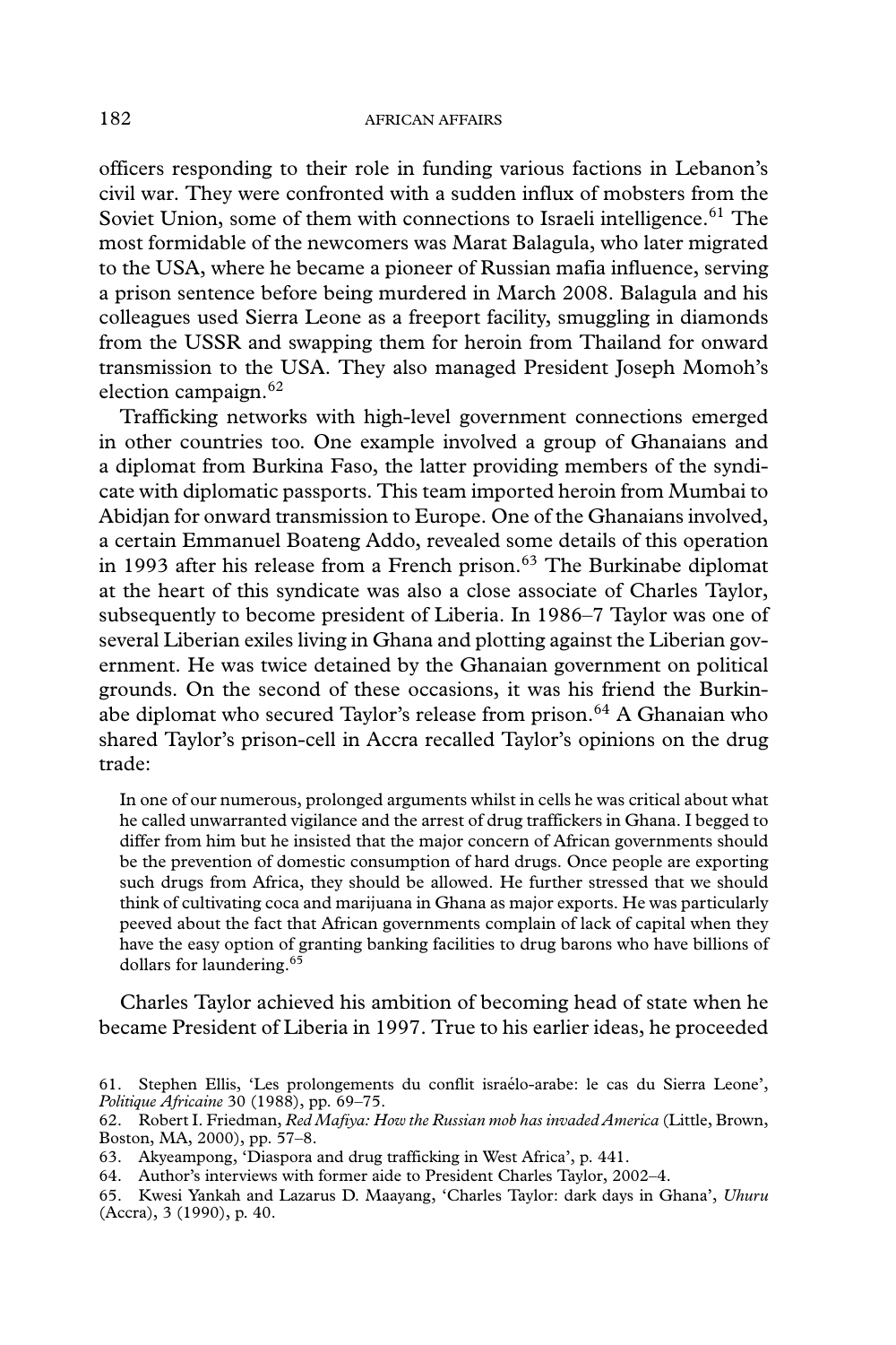officers responding to their role in funding various factions in Lebanon's civil war. They were confronted with a sudden influx of mobsters from the Soviet Union, some of them with connections to Israeli intelligence.[61] The most formidable of the newcomers was Marat Balagula, who later migrated to the USA, where he became a pioneer of Russian mafia influence, serving a prison sentence before being murdered in March 2008. Balagula and his colleagues used Sierra Leone as a freeport facility, smuggling in diamonds from the USSR and swapping them for heroin from Thailand for onward transmission to the USA. They also managed President Joseph Momoh's election campaign.[62]

Trafficking networks with high-level government connections emerged in other countries too. One example involved a group of Ghanaians and a diplomat from Burkina Faso, the latter providing members of the syndicate with diplomatic passports. This team imported heroin from Mumbai to Abidjan for onward transmission to Europe. One of the Ghanaians involved, a certain Emmanuel Boateng Addo, revealed some details of this operation in 1993 after his release from a French prison.[63] The Burkinabe diplomat at the heart of this syndicate was also a close associate of Charles Taylor, subsequently to become president of Liberia. In 1986–7 Taylor was one of several Liberian exiles living in Ghana and plotting against the Liberian government. He was twice detained by the Ghanaian government on political grounds. On the second of these occasions, it was his friend the Burkinabe diplomat who secured Taylor's release from prison.[64] A Ghanaian who shared Taylor's prison-cell in Accra recalled Taylor's opinions on the drug trade:

> In one of our numerous, prolonged arguments whilst in cells he was critical about what he called unwarranted vigilance and the arrest of drug traffickers in Ghana. I begged to differ from him but he insisted that the major concern of African governments should be the prevention of domestic consumption of hard drugs. Once people are exporting such drugs from Africa, they should be allowed. He further stressed that we should think of cultivating coca and marijuana in Ghana as major exports. He was particularly peeved about the fact that African governments complain of lack of capital when they have the easy option of granting banking facilities to drug barons who have billions of dollars for laundering.[65]

Charles Taylor achieved his ambition of becoming head of state when he became President of Liberia in 1997. True to his earlier ideas, he proceeded

61. Stephen Ellis, 'Les prolongements du conflit israélo-arabe: le cas du Sierra Leone', *Politique Africaine* 30 (1988), pp. 69–75.

62. Robert I. Friedman, *Red Mafiya: How the Russian mob has invaded America* (Little, Brown, Boston, MA, 2000), pp. 57–8.

63. Akyeampong, 'Diaspora and drug trafficking in West Africa', p. 441.

64. Author's interviews with former aide to President Charles Taylor, 2002–4.

65. Kwesi Yankah and Lazarus D. Maayang, 'Charles Taylor: dark days in Ghana', *Uhuru* (Accra), 3 (1990), p. 40.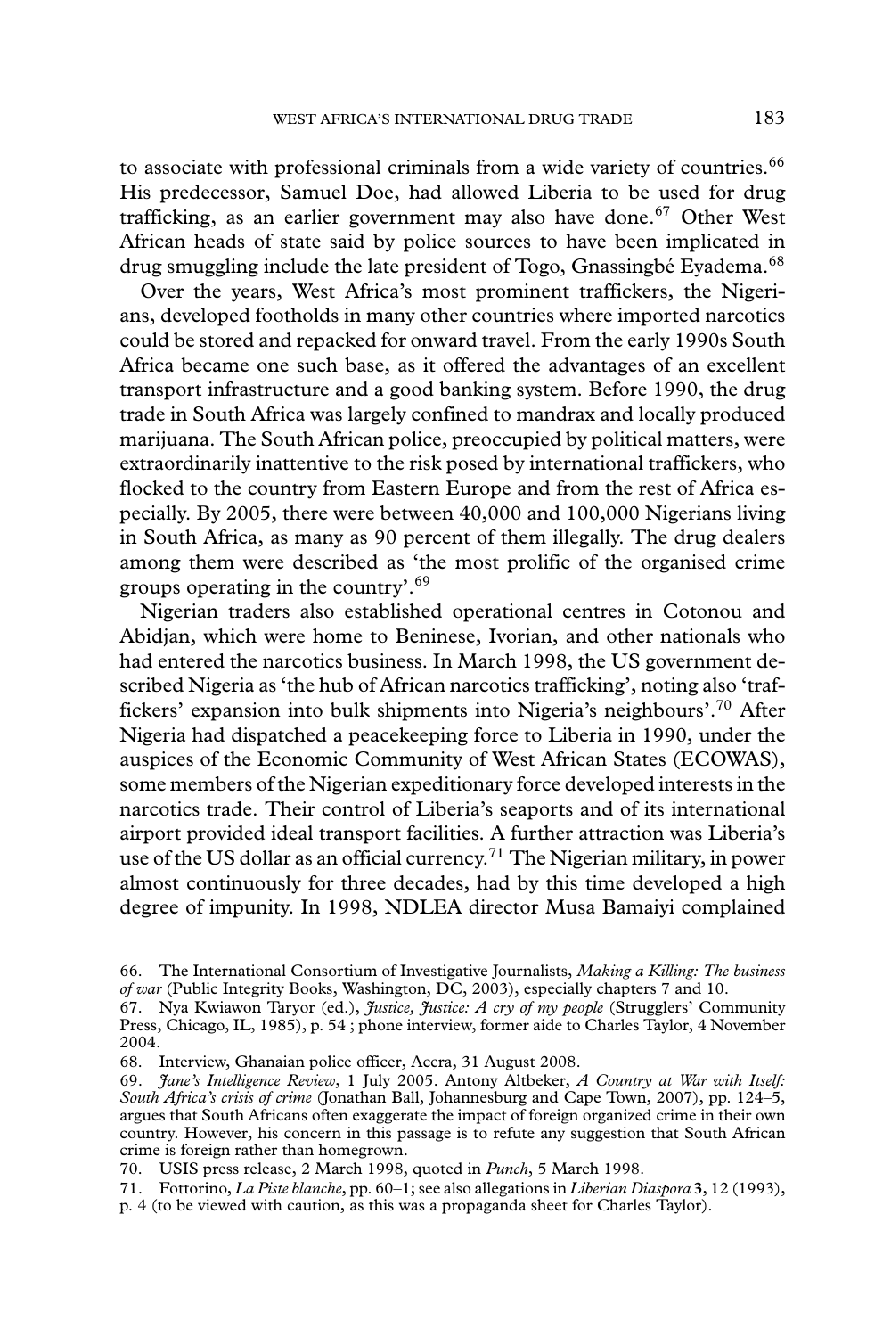to associate with professional criminals from a wide variety of countries.[66] His predecessor, Samuel Doe, had allowed Liberia to be used for drug trafficking, as an earlier government may also have done.[67] Other West African heads of state said by police sources to have been implicated in drug smuggling include the late president of Togo, Gnassingbé Eyadema.[68]

Over the years, West Africa's most prominent traffickers, the Nigerians, developed footholds in many other countries where imported narcotics could be stored and repacked for onward travel. From the early 1990s South Africa became one such base, as it offered the advantages of an excellent transport infrastructure and a good banking system. Before 1990, the drug trade in South Africa was largely confined to mandrax and locally produced marijuana. The South African police, preoccupied by political matters, were extraordinarily inattentive to the risk posed by international traffickers, who flocked to the country from Eastern Europe and from the rest of Africa especially. By 2005, there were between 40,000 and 100,000 Nigerians living in South Africa, as many as 90 percent of them illegally. The drug dealers among them were described as 'the most prolific of the organised crime groups operating in the country'.[69]

Nigerian traders also established operational centres in Cotonou and Abidjan, which were home to Beninese, Ivorian, and other nationals who had entered the narcotics business. In March 1998, the US government described Nigeria as 'the hub of African narcotics trafficking', noting also 'traffickers' expansion into bulk shipments into Nigeria's neighbours'.[70] After Nigeria had dispatched a peacekeeping force to Liberia in 1990, under the auspices of the Economic Community of West African States (ECOWAS), some members of the Nigerian expeditionary force developed interests in the narcotics trade. Their control of Liberia's seaports and of its international airport provided ideal transport facilities. A further attraction was Liberia's use of the US dollar as an official currency.[71] The Nigerian military, in power almost continuously for three decades, had by this time developed a high degree of impunity. In 1998, NDLEA director Musa Bamaiyi complained

66. The International Consortium of Investigative Journalists, *Making a Killing: The business of war* (Public Integrity Books, Washington, DC, 2003), especially chapters 7 and 10.

67. Nya Kwiawon Taryor (ed.), *Justice, Justice: A cry of my people* (Strugglers' Community Press, Chicago, IL, 1985), p. 54 ; phone interview, former aide to Charles Taylor, 4 November 2004.

68. Interview, Ghanaian police officer, Accra, 31 August 2008.

69. *Jane's Intelligence Review*, 1 July 2005. Antony Altbeker, *A Country at War with Itself: South Africa's crisis of crime* (Jonathan Ball, Johannesburg and Cape Town, 2007), pp. 124–5, argues that South Africans often exaggerate the impact of foreign organized crime in their own country. However, his concern in this passage is to refute any suggestion that South African crime is foreign rather than homegrown.

70. USIS press release, 2 March 1998, quoted in *Punch*, 5 March 1998.

71. Fottorino, *La Piste blanche*, pp. 60–1; see also allegations in *Liberian Diaspora* **3**, 12 (1993), p. 4 (to be viewed with caution, as this was a propaganda sheet for Charles Taylor).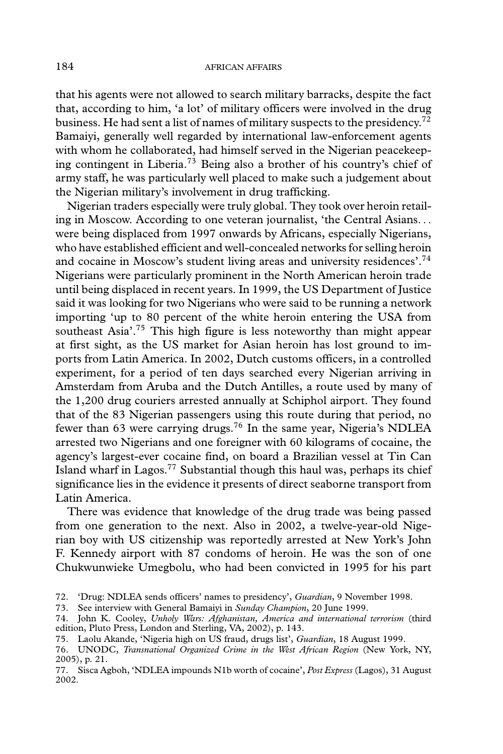that his agents were not allowed to search military barracks, despite the fact that, according to him, 'a lot' of military officers were involved in the drug business. He had sent a list of names of military suspects to the presidency.[72] Bamaiyi, generally well regarded by international law-enforcement agents with whom he collaborated, had himself served in the Nigerian peacekeeping contingent in Liberia.[73] Being also a brother of his country's chief of army staff, he was particularly well placed to make such a judgement about the Nigerian military's involvement in drug trafficking.

Nigerian traders especially were truly global. They took over heroin retailing in Moscow. According to one veteran journalist, 'the Central Asians... were being displaced from 1997 onwards by Africans, especially Nigerians, who have established efficient and well-concealed networks for selling heroin and cocaine in Moscow's student living areas and university residences'.[74] Nigerians were particularly prominent in the North American heroin trade until being displaced in recent years. In 1999, the US Department of Justice said it was looking for two Nigerians who were said to be running a network importing 'up to 80 percent of the white heroin entering the USA from southeast Asia'.[75] This high figure is less noteworthy than might appear at first sight, as the US market for Asian heroin has lost ground to imports from Latin America. In 2002, Dutch customs officers, in a controlled experiment, for a period of ten days searched every Nigerian arriving in Amsterdam from Aruba and the Dutch Antilles, a route used by many of the 1,200 drug couriers arrested annually at Schiphol airport. They found that of the 83 Nigerian passengers using this route during that period, no fewer than 63 were carrying drugs.[76] In the same year, Nigeria's NDLEA arrested two Nigerians and one foreigner with 60 kilograms of cocaine, the agency's largest-ever cocaine find, on board a Brazilian vessel at Tin Can Island wharf in Lagos.[77] Substantial though this haul was, perhaps its chief significance lies in the evidence it presents of direct seaborne transport from Latin America.

There was evidence that knowledge of the drug trade was being passed from one generation to the next. Also in 2002, a twelve-year-old Nigerian boy with US citizenship was reportedly arrested at New York's John F. Kennedy airport with 87 condoms of heroin. He was the son of one Chukwunwieke Umegbolu, who had been convicted in 1995 for his part

72. 'Drug: NDLEA sends officers' names to presidency', *Guardian*, 9 November 1998.

73. See interview with General Bamaiyi in *Sunday Champion*, 20 June 1999.

74. John K. Cooley, *Unholy Wars: Afghanistan, America and international terrorism* (third edition, Pluto Press, London and Sterling, VA, 2002), p. 143.

75. Laolu Akande, 'Nigeria high on US fraud, drugs list', *Guardian*, 18 August 1999.

76. UNODC, *Transnational Organized Crime in the West African Region* (New York, NY, 2005), p. 21.

77. Sisca Agboh, 'NDLEA impounds N1b worth of cocaine', *Post Express* (Lagos), 31 August 2002.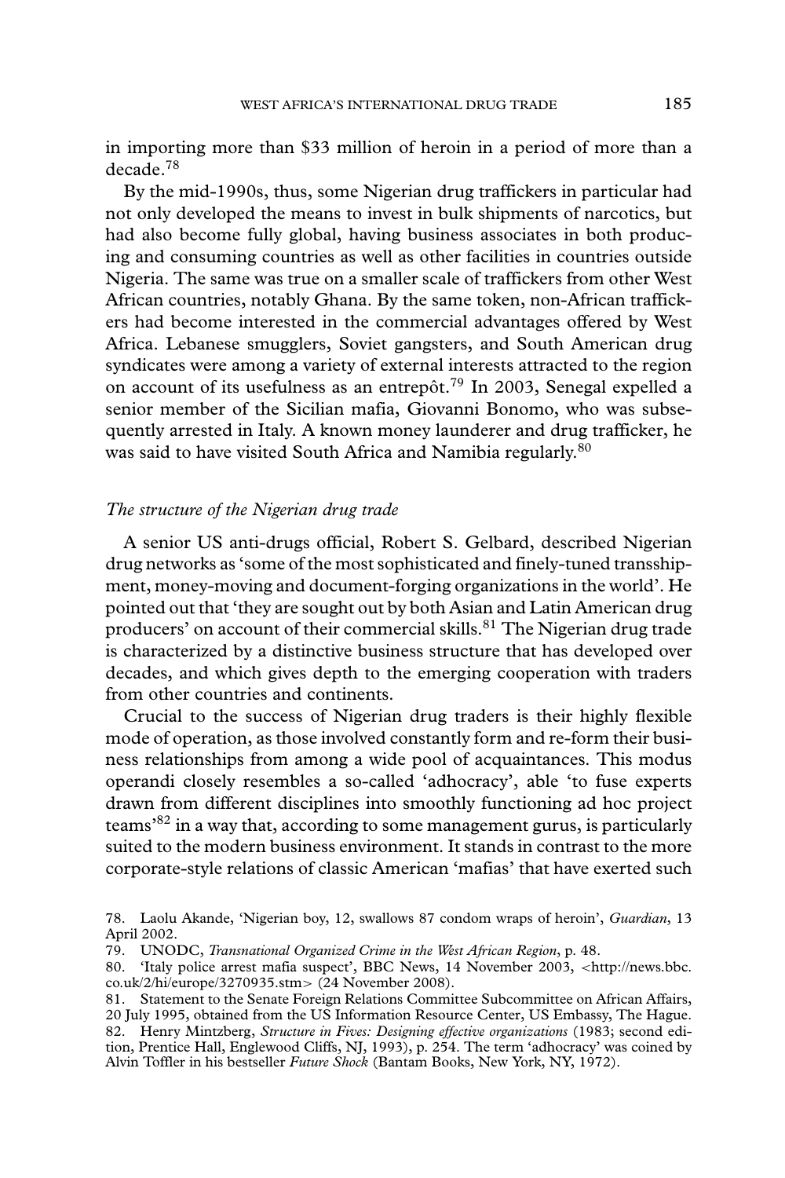in importing more than $33 million of heroin in a period of more than a decade.[78]

By the mid-1990s, thus, some Nigerian drug traffickers in particular had not only developed the means to invest in bulk shipments of narcotics, but had also become fully global, having business associates in both producing and consuming countries as well as other facilities in countries outside Nigeria. The same was true on a smaller scale of traffickers from other West African countries, notably Ghana. By the same token, non-African traffickers had become interested in the commercial advantages offered by West Africa. Lebanese smugglers, Soviet gangsters, and South American drug syndicates were among a variety of external interests attracted to the region on account of its usefulness as an entrepôt.[79] In 2003, Senegal expelled a senior member of the Sicilian mafia, Giovanni Bonomo, who was subsequently arrested in Italy. A known money launderer and drug trafficker, he was said to have visited South Africa and Namibia regularly.[80]

### *The structure of the Nigerian drug trade*

A senior US anti-drugs official, Robert S. Gelbard, described Nigerian drug networks as 'some of the most sophisticated and finely-tuned transshipment, money-moving and document-forging organizations in the world'. He pointed out that 'they are sought out by both Asian and Latin American drug producers' on account of their commercial skills.[81] The Nigerian drug trade is characterized by a distinctive business structure that has developed over decades, and which gives depth to the emerging cooperation with traders from other countries and continents.

Crucial to the success of Nigerian drug traders is their highly flexible mode of operation, as those involved constantly form and re-form their business relationships from among a wide pool of acquaintances. This modus operandi closely resembles a so-called 'adhocracy', able 'to fuse experts drawn from different disciplines into smoothly functioning ad hoc project teams'[82] in a way that, according to some management gurus, is particularly suited to the modern business environment. It stands in contrast to the more corporate-style relations of classic American 'mafias' that have exerted such

78. Laolu Akande, 'Nigerian boy, 12, swallows 87 condom wraps of heroin', *Guardian*, 13 April 2002.

79. UNODC, *Transnational Organized Crime in the West African Region*, p. 48.

80. 'Italy police arrest mafia suspect', BBC News, 14 November 2003, <http://news.bbc.co.uk/2/hi/europe/3270935.stm> (24 November 2008).

81. Statement to the Senate Foreign Relations Committee Subcommittee on African Affairs, 20 July 1995, obtained from the US Information Resource Center, US Embassy, The Hague.

82. Henry Mintzberg, *Structure in Fives: Designing effective organizations* (1983; second edition, Prentice Hall, Englewood Cliffs, NJ, 1993), p. 254. The term 'adhocracy' was coined by Alvin Toffler in his bestseller *Future Shock* (Bantam Books, New York, NY, 1972).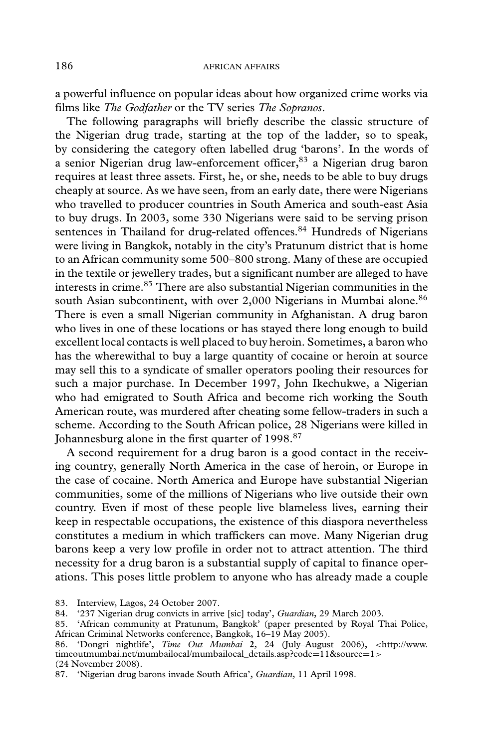a powerful influence on popular ideas about how organized crime works via films like *The Godfather* or the TV series *The Sopranos*.

The following paragraphs will briefly describe the classic structure of the Nigerian drug trade, starting at the top of the ladder, so to speak, by considering the category often labelled drug 'barons'. In the words of a senior Nigerian drug law-enforcement officer,[83] a Nigerian drug baron requires at least three assets. First, he, or she, needs to be able to buy drugs cheaply at source. As we have seen, from an early date, there were Nigerians who travelled to producer countries in South America and south-east Asia to buy drugs. In 2003, some 330 Nigerians were said to be serving prison sentences in Thailand for drug-related offences.[84] Hundreds of Nigerians were living in Bangkok, notably in the city's Pratunum district that is home to an African community some 500–800 strong. Many of these are occupied in the textile or jewellery trades, but a significant number are alleged to have interests in crime.[85] There are also substantial Nigerian communities in the south Asian subcontinent, with over 2,000 Nigerians in Mumbai alone.[86] There is even a small Nigerian community in Afghanistan. A drug baron who lives in one of these locations or has stayed there long enough to build excellent local contacts is well placed to buy heroin. Sometimes, a baron who has the wherewithal to buy a large quantity of cocaine or heroin at source may sell this to a syndicate of smaller operators pooling their resources for such a major purchase. In December 1997, John Ikechukwe, a Nigerian who had emigrated to South Africa and become rich working the South American route, was murdered after cheating some fellow-traders in such a scheme. According to the South African police, 28 Nigerians were killed in Johannesburg alone in the first quarter of 1998.[87]

A second requirement for a drug baron is a good contact in the receiving country, generally North America in the case of heroin, or Europe in the case of cocaine. North America and Europe have substantial Nigerian communities, some of the millions of Nigerians who live outside their own country. Even if most of these people live blameless lives, earning their keep in respectable occupations, the existence of this diaspora nevertheless constitutes a medium in which traffickers can move. Many Nigerian drug barons keep a very low profile in order not to attract attention. The third necessity for a drug baron is a substantial supply of capital to finance operations. This poses little problem to anyone who has already made a couple

83. Interview, Lagos, 24 October 2007.

84. '237 Nigerian drug convicts in arrive [sic] today', *Guardian*, 29 March 2003.

85. 'African community at Pratunum, Bangkok' (paper presented by Royal Thai Police, African Criminal Networks conference, Bangkok, 16–19 May 2005).

86. 'Dongri nightlife', *Time Out Mumbai* **2**, 24 (July–August 2006), <http://www.timeoutmumbai.net/mumbailocal/mumbailocal_details.asp?code=11&source=1> (24 November 2008).

87. 'Nigerian drug barons invade South Africa', *Guardian*, 11 April 1998.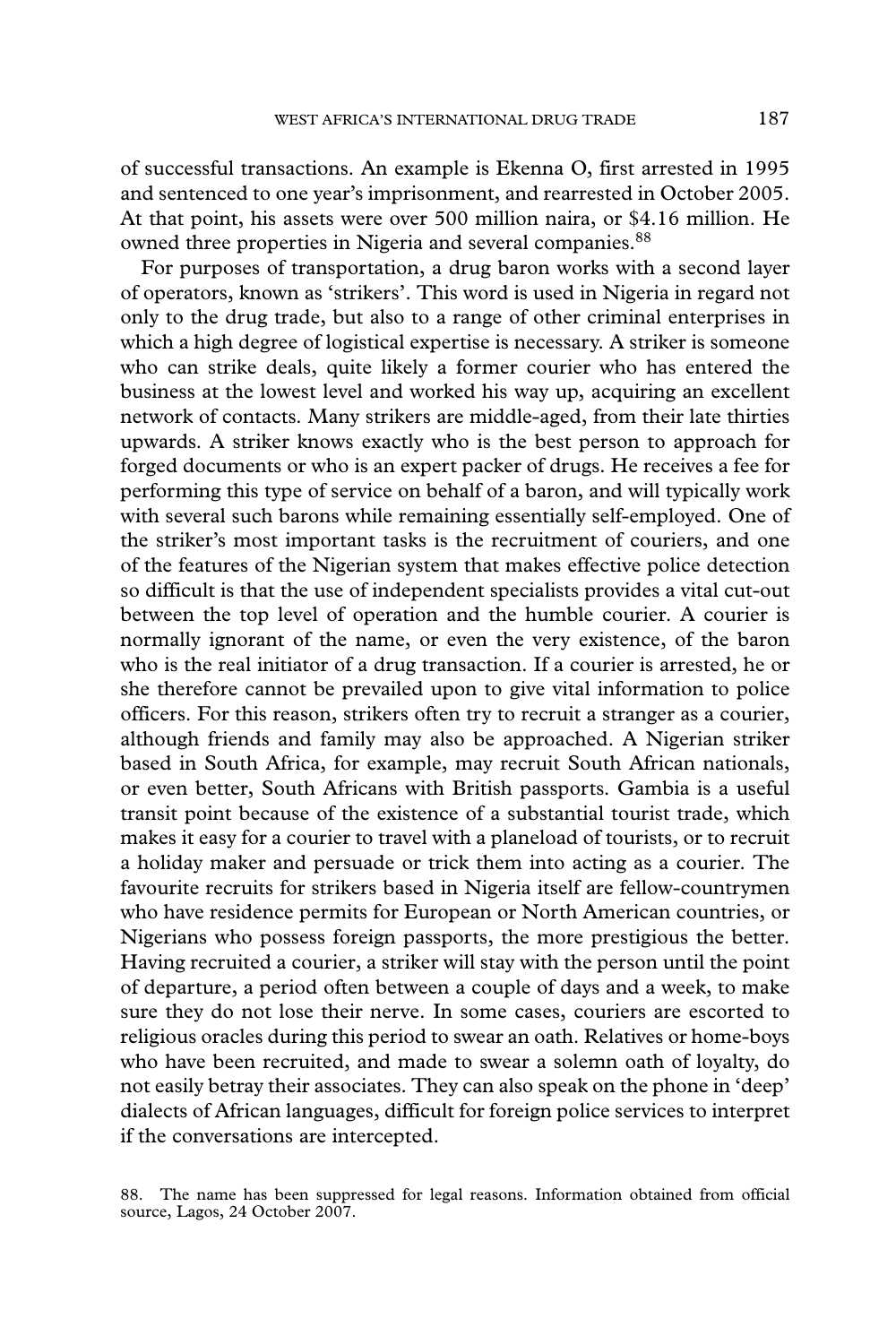of successful transactions. An example is Ekenna O, first arrested in 1995 and sentenced to one year's imprisonment, and rearrested in October 2005. At that point, his assets were over 500 million naira, or $4.16 million. He owned three properties in Nigeria and several companies.[88]

For purposes of transportation, a drug baron works with a second layer of operators, known as 'strikers'. This word is used in Nigeria in regard not only to the drug trade, but also to a range of other criminal enterprises in which a high degree of logistical expertise is necessary. A striker is someone who can strike deals, quite likely a former courier who has entered the business at the lowest level and worked his way up, acquiring an excellent network of contacts. Many strikers are middle-aged, from their late thirties upwards. A striker knows exactly who is the best person to approach for forged documents or who is an expert packer of drugs. He receives a fee for performing this type of service on behalf of a baron, and will typically work with several such barons while remaining essentially self-employed. One of the striker's most important tasks is the recruitment of couriers, and one of the features of the Nigerian system that makes effective police detection so difficult is that the use of independent specialists provides a vital cut-out between the top level of operation and the humble courier. A courier is normally ignorant of the name, or even the very existence, of the baron who is the real initiator of a drug transaction. If a courier is arrested, he or she therefore cannot be prevailed upon to give vital information to police officers. For this reason, strikers often try to recruit a stranger as a courier, although friends and family may also be approached. A Nigerian striker based in South Africa, for example, may recruit South African nationals, or even better, South Africans with British passports. Gambia is a useful transit point because of the existence of a substantial tourist trade, which makes it easy for a courier to travel with a planeload of tourists, or to recruit a holiday maker and persuade or trick them into acting as a courier. The favourite recruits for strikers based in Nigeria itself are fellow-countrymen who have residence permits for European or North American countries, or Nigerians who possess foreign passports, the more prestigious the better. Having recruited a courier, a striker will stay with the person until the point of departure, a period often between a couple of days and a week, to make sure they do not lose their nerve. In some cases, couriers are escorted to religious oracles during this period to swear an oath. Relatives or home-boys who have been recruited, and made to swear a solemn oath of loyalty, do not easily betray their associates. They can also speak on the phone in 'deep' dialects of African languages, difficult for foreign police services to interpret if the conversations are intercepted.

88. The name has been suppressed for legal reasons. Information obtained from official source, Lagos, 24 October 2007.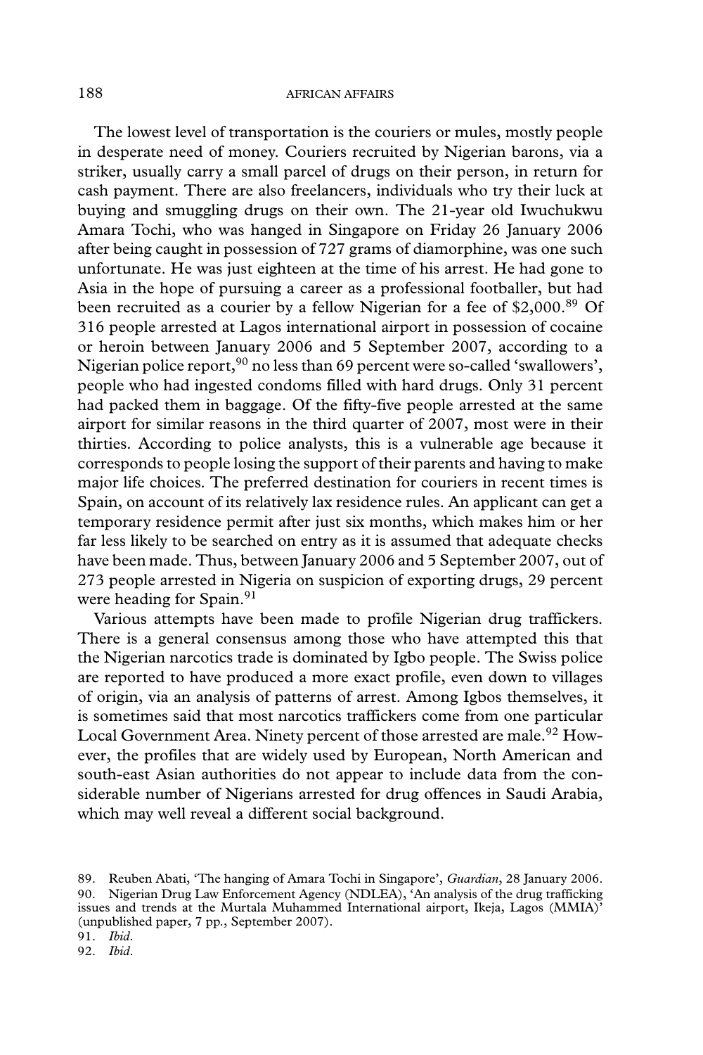The lowest level of transportation is the couriers or mules, mostly people in desperate need of money. Couriers recruited by Nigerian barons, via a striker, usually carry a small parcel of drugs on their person, in return for cash payment. There are also freelancers, individuals who try their luck at buying and smuggling drugs on their own. The 21-year old Iwuchukwu Amara Tochi, who was hanged in Singapore on Friday 26 January 2006 after being caught in possession of 727 grams of diamorphine, was one such unfortunate. He was just eighteen at the time of his arrest. He had gone to Asia in the hope of pursuing a career as a professional footballer, but had been recruited as a courier by a fellow Nigerian for a fee of $2,000.[89] Of 316 people arrested at Lagos international airport in possession of cocaine or heroin between January 2006 and 5 September 2007, according to a Nigerian police report,[90] no less than 69 percent were so-called 'swallowers', people who had ingested condoms filled with hard drugs. Only 31 percent had packed them in baggage. Of the fifty-five people arrested at the same airport for similar reasons in the third quarter of 2007, most were in their thirties. According to police analysts, this is a vulnerable age because it corresponds to people losing the support of their parents and having to make major life choices. The preferred destination for couriers in recent times is Spain, on account of its relatively lax residence rules. An applicant can get a temporary residence permit after just six months, which makes him or her far less likely to be searched on entry as it is assumed that adequate checks have been made. Thus, between January 2006 and 5 September 2007, out of 273 people arrested in Nigeria on suspicion of exporting drugs, 29 percent were heading for Spain.[91]

Various attempts have been made to profile Nigerian drug traffickers. There is a general consensus among those who have attempted this that the Nigerian narcotics trade is dominated by Igbo people. The Swiss police are reported to have produced a more exact profile, even down to villages of origin, via an analysis of patterns of arrest. Among Igbos themselves, it is sometimes said that most narcotics traffickers come from one particular Local Government Area. Ninety percent of those arrested are male.[92] However, the profiles that are widely used by European, North American and south-east Asian authorities do not appear to include data from the considerable number of Nigerians arrested for drug offences in Saudi Arabia, which may well reveal a different social background.

89. Reuben Abati, 'The hanging of Amara Tochi in Singapore', *Guardian*, 28 January 2006.

90. Nigerian Drug Law Enforcement Agency (NDLEA), 'An analysis of the drug trafficking issues and trends at the Murtala Muhammed International airport, Ikeja, Lagos (MMIA)' (unpublished paper, 7 pp., September 2007).

91. *Ibid.*

92. *Ibid.*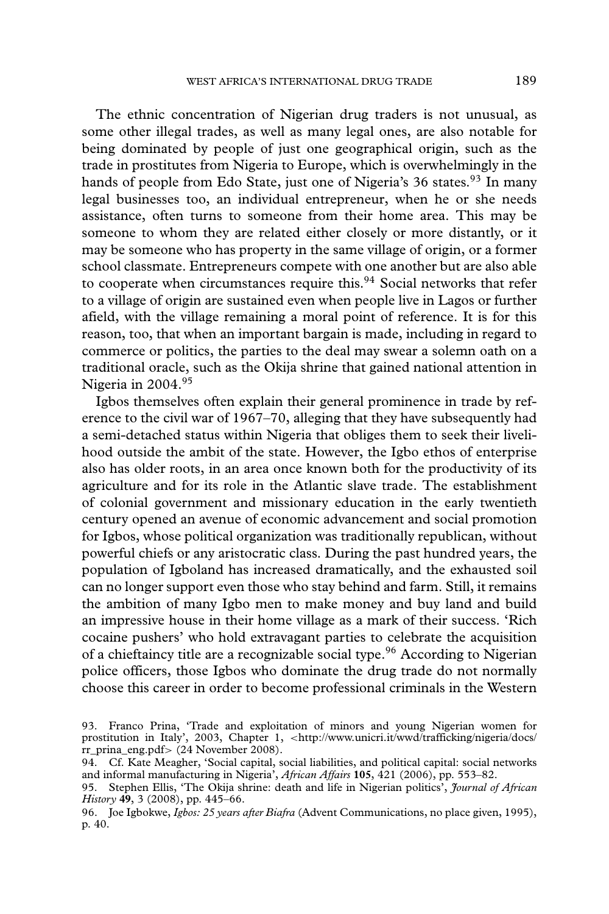The ethnic concentration of Nigerian drug traders is not unusual, as some other illegal trades, as well as many legal ones, are also notable for being dominated by people of just one geographical origin, such as the trade in prostitutes from Nigeria to Europe, which is overwhelmingly in the hands of people from Edo State, just one of Nigeria's 36 states.[93] In many legal businesses too, an individual entrepreneur, when he or she needs assistance, often turns to someone from their home area. This may be someone to whom they are related either closely or more distantly, or it may be someone who has property in the same village of origin, or a former school classmate. Entrepreneurs compete with one another but are also able to cooperate when circumstances require this.[94] Social networks that refer to a village of origin are sustained even when people live in Lagos or further afield, with the village remaining a moral point of reference. It is for this reason, too, that when an important bargain is made, including in regard to commerce or politics, the parties to the deal may swear a solemn oath on a traditional oracle, such as the Okija shrine that gained national attention in Nigeria in 2004.[95]

Igbos themselves often explain their general prominence in trade by reference to the civil war of 1967–70, alleging that they have subsequently had a semi-detached status within Nigeria that obliges them to seek their livelihood outside the ambit of the state. However, the Igbo ethos of enterprise also has older roots, in an area once known both for the productivity of its agriculture and for its role in the Atlantic slave trade. The establishment of colonial government and missionary education in the early twentieth century opened an avenue of economic advancement and social promotion for Igbos, whose political organization was traditionally republican, without powerful chiefs or any aristocratic class. During the past hundred years, the population of Igboland has increased dramatically, and the exhausted soil can no longer support even those who stay behind and farm. Still, it remains the ambition of many Igbo men to make money and buy land and build an impressive house in their home village as a mark of their success. 'Rich cocaine pushers' who hold extravagant parties to celebrate the acquisition of a chieftaincy title are a recognizable social type.[96] According to Nigerian police officers, those Igbos who dominate the drug trade do not normally choose this career in order to become professional criminals in the Western

93. Franco Prina, 'Trade and exploitation of minors and young Nigerian women for prostitution in Italy', 2003, Chapter 1, <http://www.unicri.it/wwd/trafficking/nigeria/docs/rr_prina_eng.pdf> (24 November 2008).

94. Cf. Kate Meagher, 'Social capital, social liabilities, and political capital: social networks and informal manufacturing in Nigeria', *African Affairs* **105**, 421 (2006), pp. 553–82.

95. Stephen Ellis, 'The Okija shrine: death and life in Nigerian politics', *Journal of African History* **49**, 3 (2008), pp. 445–66.

96. Joe Igbokwe, *Igbos: 25 years after Biafra* (Advent Communications, no place given, 1995), p. 40.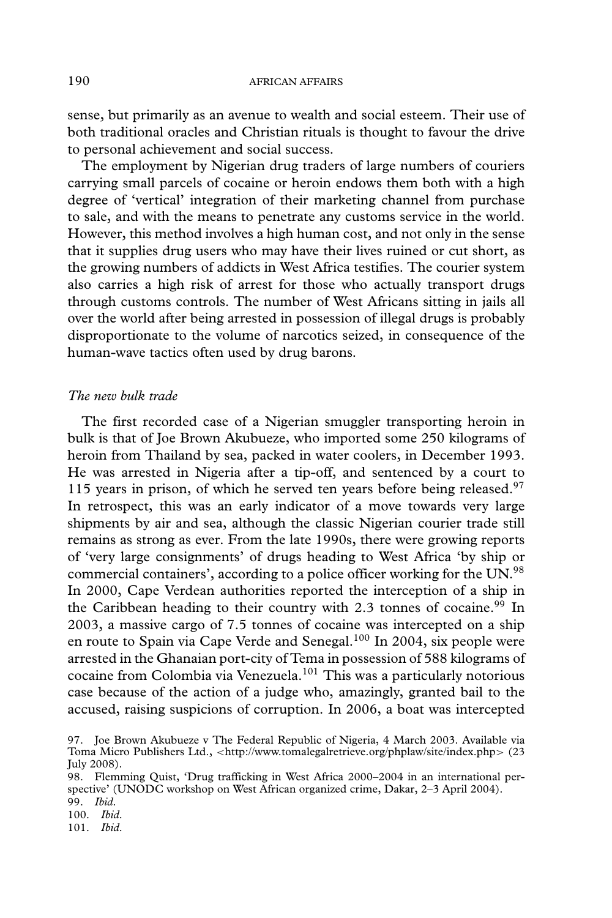sense, but primarily as an avenue to wealth and social esteem. Their use of both traditional oracles and Christian rituals is thought to favour the drive to personal achievement and social success.

The employment by Nigerian drug traders of large numbers of couriers carrying small parcels of cocaine or heroin endows them both with a high degree of 'vertical' integration of their marketing channel from purchase to sale, and with the means to penetrate any customs service in the world. However, this method involves a high human cost, and not only in the sense that it supplies drug users who may have their lives ruined or cut short, as the growing numbers of addicts in West Africa testifies. The courier system also carries a high risk of arrest for those who actually transport drugs through customs controls. The number of West Africans sitting in jails all over the world after being arrested in possession of illegal drugs is probably disproportionate to the volume of narcotics seized, in consequence of the human-wave tactics often used by drug barons.

### *The new bulk trade*

The first recorded case of a Nigerian smuggler transporting heroin in bulk is that of Joe Brown Akubueze, who imported some 250 kilograms of heroin from Thailand by sea, packed in water coolers, in December 1993. He was arrested in Nigeria after a tip-off, and sentenced by a court to 115 years in prison, of which he served ten years before being released.[97] In retrospect, this was an early indicator of a move towards very large shipments by air and sea, although the classic Nigerian courier trade still remains as strong as ever. From the late 1990s, there were growing reports of 'very large consignments' of drugs heading to West Africa 'by ship or commercial containers', according to a police officer working for the UN.[98] In 2000, Cape Verdean authorities reported the interception of a ship in the Caribbean heading to their country with 2.3 tonnes of cocaine.[99] In 2003, a massive cargo of 7.5 tonnes of cocaine was intercepted on a ship en route to Spain via Cape Verde and Senegal.[100] In 2004, six people were arrested in the Ghanaian port-city of Tema in possession of 588 kilograms of cocaine from Colombia via Venezuela.[101] This was a particularly notorious case because of the action of a judge who, amazingly, granted bail to the accused, raising suspicions of corruption. In 2006, a boat was intercepted

97. Joe Brown Akubueze v The Federal Republic of Nigeria, 4 March 2003. Available via Toma Micro Publishers Ltd., <http://www.tomalegalretrieve.org/phplaw/site/index.php> (23 July 2008).

98. Flemming Quist, 'Drug trafficking in West Africa 2000–2004 in an international perspective' (UNODC workshop on West African organized crime, Dakar, 2–3 April 2004).

99. *Ibid.*

100. *Ibid.*

101. *Ibid.*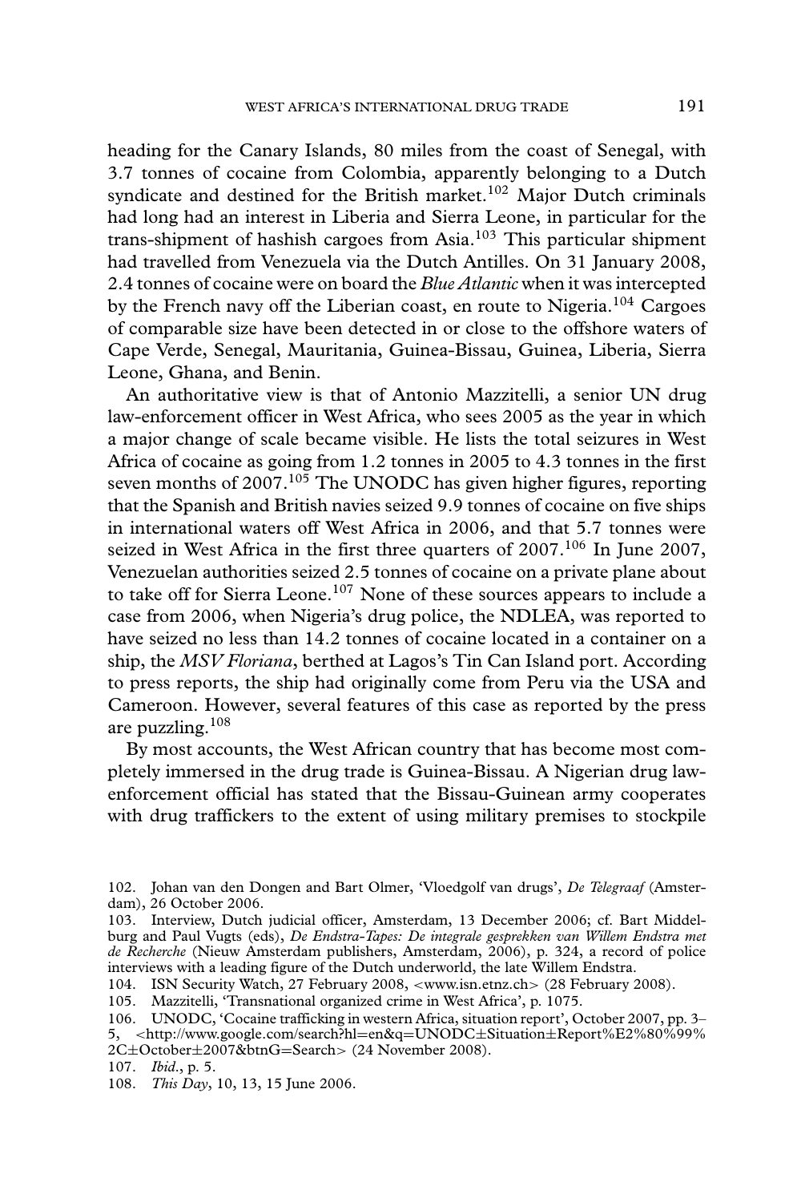heading for the Canary Islands, 80 miles from the coast of Senegal, with 3.7 tonnes of cocaine from Colombia, apparently belonging to a Dutch syndicate and destined for the British market.[102] Major Dutch criminals had long had an interest in Liberia and Sierra Leone, in particular for the trans-shipment of hashish cargoes from Asia.[103] This particular shipment had travelled from Venezuela via the Dutch Antilles. On 31 January 2008, 2.4 tonnes of cocaine were on board the *Blue Atlantic* when it was intercepted by the French navy off the Liberian coast, en route to Nigeria.[104] Cargoes of comparable size have been detected in or close to the offshore waters of Cape Verde, Senegal, Mauritania, Guinea-Bissau, Guinea, Liberia, Sierra Leone, Ghana, and Benin.

An authoritative view is that of Antonio Mazzitelli, a senior UN drug law-enforcement officer in West Africa, who sees 2005 as the year in which a major change of scale became visible. He lists the total seizures in West Africa of cocaine as going from 1.2 tonnes in 2005 to 4.3 tonnes in the first seven months of 2007.[105] The UNODC has given higher figures, reporting that the Spanish and British navies seized 9.9 tonnes of cocaine on five ships in international waters off West Africa in 2006, and that 5.7 tonnes were seized in West Africa in the first three quarters of 2007.[106] In June 2007, Venezuelan authorities seized 2.5 tonnes of cocaine on a private plane about to take off for Sierra Leone.[107] None of these sources appears to include a case from 2006, when Nigeria's drug police, the NDLEA, was reported to have seized no less than 14.2 tonnes of cocaine located in a container on a ship, the *MSV Floriana*, berthed at Lagos's Tin Can Island port. According to press reports, the ship had originally come from Peru via the USA and Cameroon. However, several features of this case as reported by the press are puzzling.[108]

By most accounts, the West African country that has become most completely immersed in the drug trade is Guinea-Bissau. A Nigerian drug law-enforcement official has stated that the Bissau-Guinean army cooperates with drug traffickers to the extent of using military premises to stockpile

---

102. Johan van den Dongen and Bart Olmer, 'Vloedgolf van drugs', *De Telegraaf* (Amsterdam), 26 October 2006.

103. Interview, Dutch judicial officer, Amsterdam, 13 December 2006; cf. Bart Middelburg and Paul Vugts (eds), *De Endstra-Tapes: De integrale gesprekken van Willem Endstra met de Recherche* (Nieuw Amsterdam publishers, Amsterdam, 2006), p. 324, a record of police interviews with a leading figure of the Dutch underworld, the late Willem Endstra.

104. ISN Security Watch, 27 February 2008, <www.isn.etnz.ch> (28 February 2008).

105. Mazzitelli, 'Transnational organized crime in West Africa', p. 1075.

106. UNODC, 'Cocaine trafficking in western Africa, situation report', October 2007, pp. 3–5, <http://www.google.com/search?hl=en&q=UNODC±Situation±Report%E2%80%99%2C±October±2007&btnG=Search> (24 November 2008).

107. *Ibid*., p. 5.

108. *This Day*, 10, 13, 15 June 2006.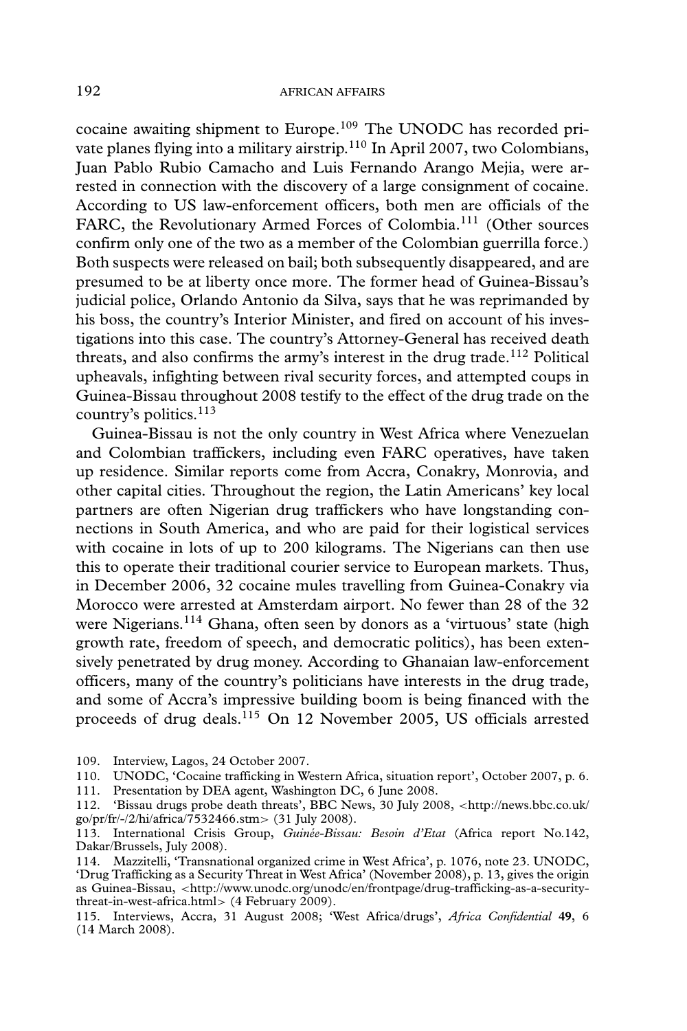cocaine awaiting shipment to Europe.[109] The UNODC has recorded private planes flying into a military airstrip.[110] In April 2007, two Colombians, Juan Pablo Rubio Camacho and Luis Fernando Arango Mejia, were arrested in connection with the discovery of a large consignment of cocaine. According to US law-enforcement officers, both men are officials of the FARC, the Revolutionary Armed Forces of Colombia.[111] (Other sources confirm only one of the two as a member of the Colombian guerrilla force.) Both suspects were released on bail; both subsequently disappeared, and are presumed to be at liberty once more. The former head of Guinea-Bissau's judicial police, Orlando Antonio da Silva, says that he was reprimanded by his boss, the country's Interior Minister, and fired on account of his investigations into this case. The country's Attorney-General has received death threats, and also confirms the army's interest in the drug trade.[112] Political upheavals, infighting between rival security forces, and attempted coups in Guinea-Bissau throughout 2008 testify to the effect of the drug trade on the country's politics.[113]

Guinea-Bissau is not the only country in West Africa where Venezuelan and Colombian traffickers, including even FARC operatives, have taken up residence. Similar reports come from Accra, Conakry, Monrovia, and other capital cities. Throughout the region, the Latin Americans' key local partners are often Nigerian drug traffickers who have longstanding connections in South America, and who are paid for their logistical services with cocaine in lots of up to 200 kilograms. The Nigerians can then use this to operate their traditional courier service to European markets. Thus, in December 2006, 32 cocaine mules travelling from Guinea-Conakry via Morocco were arrested at Amsterdam airport. No fewer than 28 of the 32 were Nigerians.[114] Ghana, often seen by donors as a 'virtuous' state (high growth rate, freedom of speech, and democratic politics), has been extensively penetrated by drug money. According to Ghanaian law-enforcement officers, many of the country's politicians have interests in the drug trade, and some of Accra's impressive building boom is being financed with the proceeds of drug deals.[115] On 12 November 2005, US officials arrested

109. Interview, Lagos, 24 October 2007.

110. UNODC, 'Cocaine trafficking in Western Africa, situation report', October 2007, p. 6.

111. Presentation by DEA agent, Washington DC, 6 June 2008.

112. 'Bissau drugs probe death threats', BBC News, 30 July 2008, <http://news.bbc.co.uk/go/pr/fr/-/2/hi/africa/7532466.stm> (31 July 2008).

113. International Crisis Group, *Guinée-Bissau: Besoin d'Etat* (Africa report No.142, Dakar/Brussels, July 2008).

114. Mazzitelli, 'Transnational organized crime in West Africa', p. 1076, note 23. UNODC, 'Drug Trafficking as a Security Threat in West Africa' (November 2008), p. 13, gives the origin as Guinea-Bissau, <http://www.unodc.org/unodc/en/frontpage/drug-trafficking-as-a-security-threat-in-west-africa.html> (4 February 2009).

115. Interviews, Accra, 31 August 2008; 'West Africa/drugs', *Africa Confidential* **49**, 6 (14 March 2008).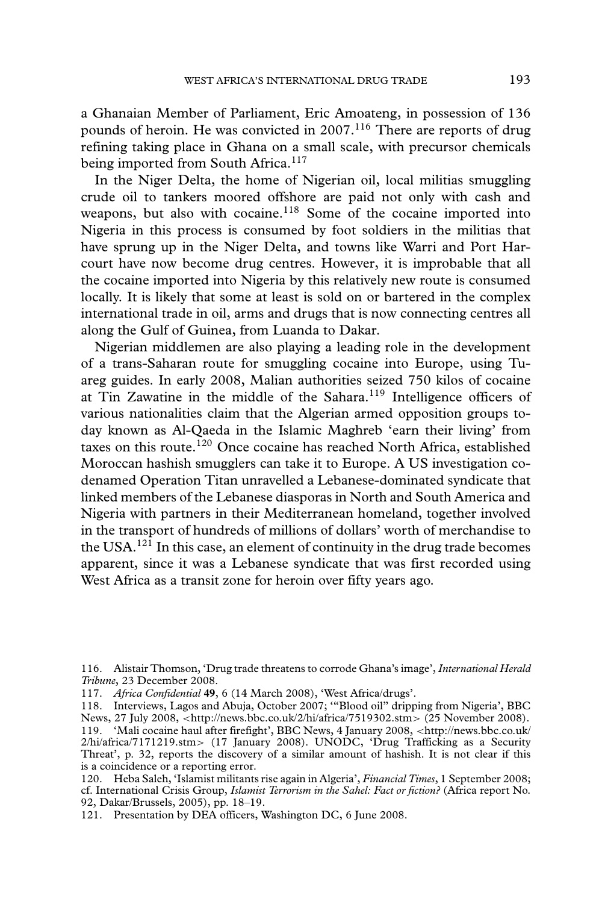a Ghanaian Member of Parliament, Eric Amoateng, in possession of 136 pounds of heroin. He was convicted in 2007.[116] There are reports of drug refining taking place in Ghana on a small scale, with precursor chemicals being imported from South Africa.[117]

In the Niger Delta, the home of Nigerian oil, local militias smuggling crude oil to tankers moored offshore are paid not only with cash and weapons, but also with cocaine.[118] Some of the cocaine imported into Nigeria in this process is consumed by foot soldiers in the militias that have sprung up in the Niger Delta, and towns like Warri and Port Harcourt have now become drug centres. However, it is improbable that all the cocaine imported into Nigeria by this relatively new route is consumed locally. It is likely that some at least is sold on or bartered in the complex international trade in oil, arms and drugs that is now connecting centres all along the Gulf of Guinea, from Luanda to Dakar.

Nigerian middlemen are also playing a leading role in the development of a trans-Saharan route for smuggling cocaine into Europe, using Tuareg guides. In early 2008, Malian authorities seized 750 kilos of cocaine at Tin Zawatine in the middle of the Sahara.[119] Intelligence officers of various nationalities claim that the Algerian armed opposition groups today known as Al-Qaeda in the Islamic Maghreb 'earn their living' from taxes on this route.[120] Once cocaine has reached North Africa, established Moroccan hashish smugglers can take it to Europe. A US investigation codenamed Operation Titan unravelled a Lebanese-dominated syndicate that linked members of the Lebanese diasporas in North and South America and Nigeria with partners in their Mediterranean homeland, together involved in the transport of hundreds of millions of dollars' worth of merchandise to the USA.[121] In this case, an element of continuity in the drug trade becomes apparent, since it was a Lebanese syndicate that was first recorded using West Africa as a transit zone for heroin over fifty years ago.

116. Alistair Thomson, 'Drug trade threatens to corrode Ghana's image', *International Herald Tribune*, 23 December 2008.

117. *Africa Confidential* **49**, 6 (14 March 2008), 'West Africa/drugs'.

118. Interviews, Lagos and Abuja, October 2007; '"Blood oil" dripping from Nigeria', BBC News, 27 July 2008, <http://news.bbc.co.uk/2/hi/africa/7519302.stm> (25 November 2008).

119. 'Mali cocaine haul after firefight', BBC News, 4 January 2008, <http://news.bbc.co.uk/2/hi/africa/7171219.stm> (17 January 2008). UNODC, 'Drug Trafficking as a Security Threat', p. 32, reports the discovery of a similar amount of hashish. It is not clear if this is a coincidence or a reporting error.

120. Heba Saleh, 'Islamist militants rise again in Algeria', *Financial Times*, 1 September 2008; cf. International Crisis Group, *Islamist Terrorism in the Sahel: Fact or fiction?* (Africa report No. 92, Dakar/Brussels, 2005), pp. 18–19.

121. Presentation by DEA officers, Washington DC, 6 June 2008.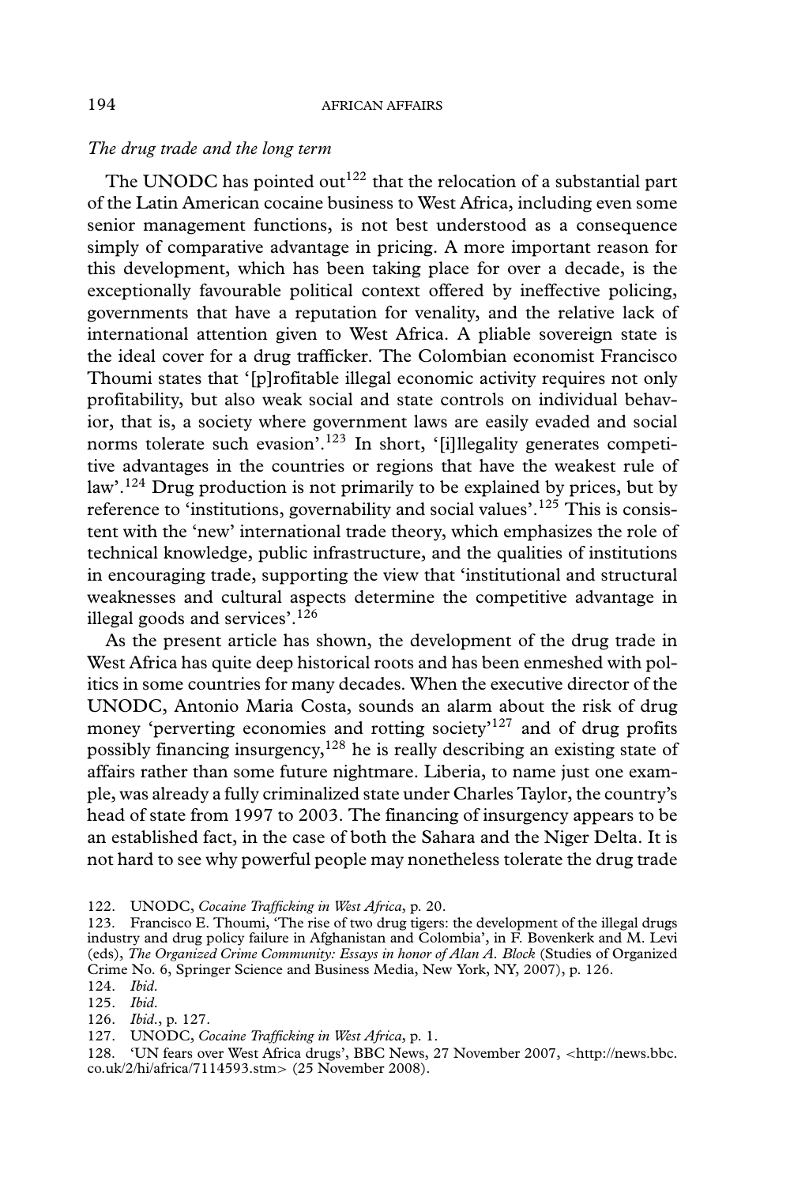*The drug trade and the long term*

The UNODC has pointed out[122] that the relocation of a substantial part of the Latin American cocaine business to West Africa, including even some senior management functions, is not best understood as a consequence simply of comparative advantage in pricing. A more important reason for this development, which has been taking place for over a decade, is the exceptionally favourable political context offered by ineffective policing, governments that have a reputation for venality, and the relative lack of international attention given to West Africa. A pliable sovereign state is the ideal cover for a drug trafficker. The Colombian economist Francisco Thoumi states that '[p]rofitable illegal economic activity requires not only profitability, but also weak social and state controls on individual behavior, that is, a society where government laws are easily evaded and social norms tolerate such evasion'.[123] In short, '[i]llegality generates competitive advantages in the countries or regions that have the weakest rule of law'.[124] Drug production is not primarily to be explained by prices, but by reference to 'institutions, governability and social values'.[125] This is consistent with the 'new' international trade theory, which emphasizes the role of technical knowledge, public infrastructure, and the qualities of institutions in encouraging trade, supporting the view that 'institutional and structural weaknesses and cultural aspects determine the competitive advantage in illegal goods and services'.[126]

As the present article has shown, the development of the drug trade in West Africa has quite deep historical roots and has been enmeshed with politics in some countries for many decades. When the executive director of the UNODC, Antonio Maria Costa, sounds an alarm about the risk of drug money 'perverting economies and rotting society'[127] and of drug profits possibly financing insurgency,[128] he is really describing an existing state of affairs rather than some future nightmare. Liberia, to name just one example, was already a fully criminalized state under Charles Taylor, the country's head of state from 1997 to 2003. The financing of insurgency appears to be an established fact, in the case of both the Sahara and the Niger Delta. It is not hard to see why powerful people may nonetheless tolerate the drug trade

122. UNODC, *Cocaine Trafficking in West Africa*, p. 20.

123. Francisco E. Thoumi, 'The rise of two drug tigers: the development of the illegal drugs industry and drug policy failure in Afghanistan and Colombia', in F. Bovenkerk and M. Levi (eds), *The Organized Crime Community: Essays in honor of Alan A. Block* (Studies of Organized Crime No. 6, Springer Science and Business Media, New York, NY, 2007), p. 126.

124. *Ibid.*

125. *Ibid.*

126. *Ibid.*, p. 127.

127. UNODC, *Cocaine Trafficking in West Africa*, p. 1.

128. 'UN fears over West Africa drugs', BBC News, 27 November 2007, <http://news.bbc.co.uk/2/hi/africa/7114593.stm> (25 November 2008).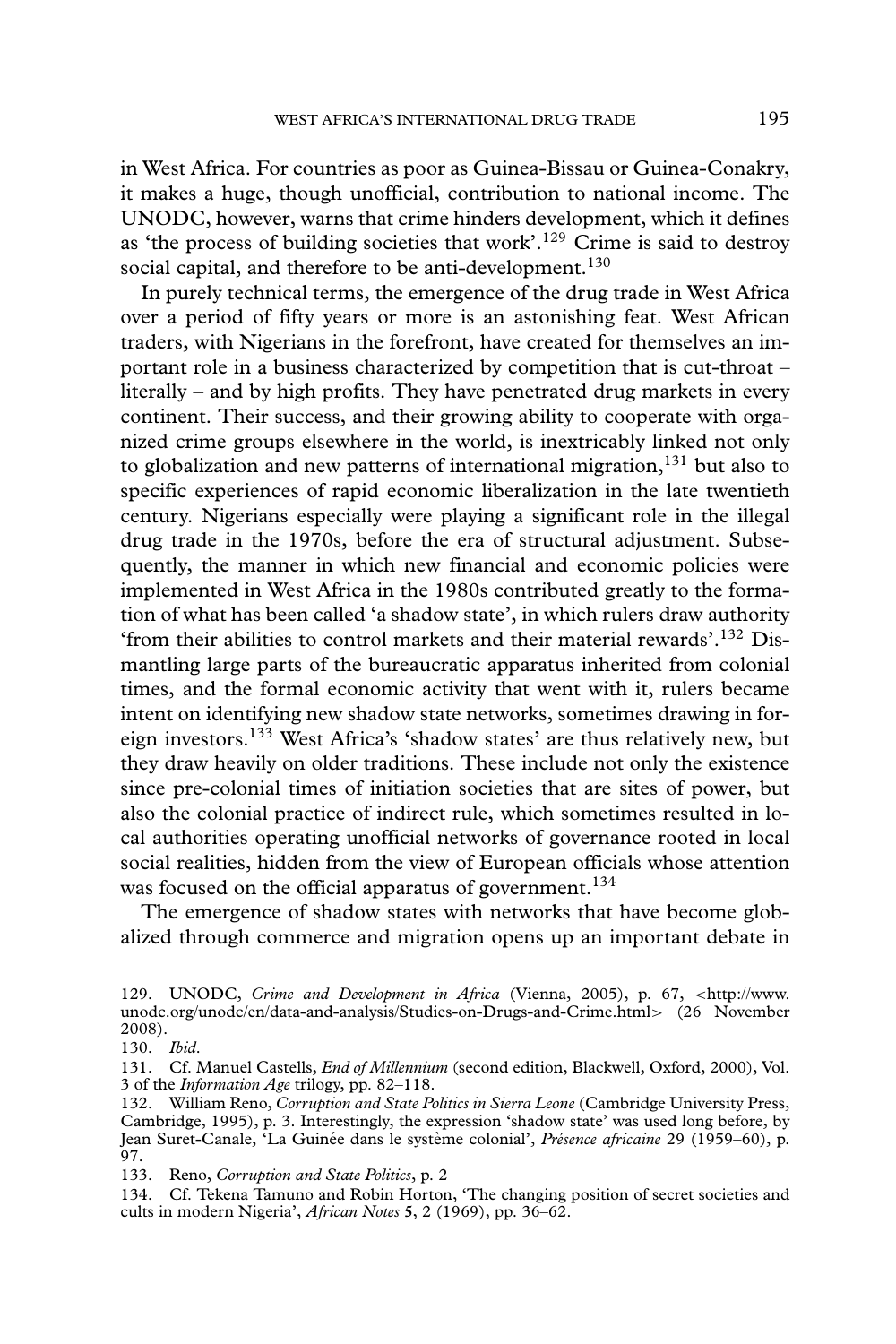in West Africa. For countries as poor as Guinea-Bissau or Guinea-Conakry, it makes a huge, though unofficial, contribution to national income. The UNODC, however, warns that crime hinders development, which it defines as 'the process of building societies that work'.[129] Crime is said to destroy social capital, and therefore to be anti-development.[130]

In purely technical terms, the emergence of the drug trade in West Africa over a period of fifty years or more is an astonishing feat. West African traders, with Nigerians in the forefront, have created for themselves an important role in a business characterized by competition that is cut-throat – literally – and by high profits. They have penetrated drug markets in every continent. Their success, and their growing ability to cooperate with organized crime groups elsewhere in the world, is inextricably linked not only to globalization and new patterns of international migration,[131] but also to specific experiences of rapid economic liberalization in the late twentieth century. Nigerians especially were playing a significant role in the illegal drug trade in the 1970s, before the era of structural adjustment. Subsequently, the manner in which new financial and economic policies were implemented in West Africa in the 1980s contributed greatly to the formation of what has been called 'a shadow state', in which rulers draw authority 'from their abilities to control markets and their material rewards'.[132] Dismantling large parts of the bureaucratic apparatus inherited from colonial times, and the formal economic activity that went with it, rulers became intent on identifying new shadow state networks, sometimes drawing in foreign investors.[133] West Africa's 'shadow states' are thus relatively new, but they draw heavily on older traditions. These include not only the existence since pre-colonial times of initiation societies that are sites of power, but also the colonial practice of indirect rule, which sometimes resulted in local authorities operating unofficial networks of governance rooted in local social realities, hidden from the view of European officials whose attention was focused on the official apparatus of government.[134]

The emergence of shadow states with networks that have become globalized through commerce and migration opens up an important debate in

---

129. UNODC, *Crime and Development in Africa* (Vienna, 2005), p. 67, <http://www.unodc.org/unodc/en/data-and-analysis/Studies-on-Drugs-and-Crime.html> (26 November 2008).

130. *Ibid*.

131. Cf. Manuel Castells, *End of Millennium* (second edition, Blackwell, Oxford, 2000), Vol. 3 of the *Information Age* trilogy, pp. 82–118.

132. William Reno, *Corruption and State Politics in Sierra Leone* (Cambridge University Press, Cambridge, 1995), p. 3. Interestingly, the expression 'shadow state' was used long before, by Jean Suret-Canale, 'La Guinée dans le système colonial', *Présence africaine* 29 (1959–60), p. 97.

133. Reno, *Corruption and State Politics*, p. 2

134. Cf. Tekena Tamuno and Robin Horton, 'The changing position of secret societies and cults in modern Nigeria', *African Notes* **5**, 2 (1969), pp. 36–62.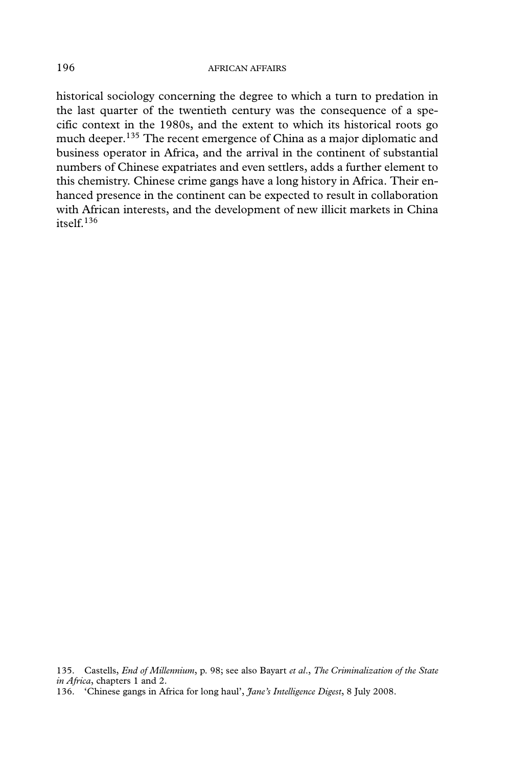historical sociology concerning the degree to which a turn to predation in the last quarter of the twentieth century was the consequence of a specific context in the 1980s, and the extent to which its historical roots go much deeper.[135] The recent emergence of China as a major diplomatic and business operator in Africa, and the arrival in the continent of substantial numbers of Chinese expatriates and even settlers, adds a further element to this chemistry. Chinese crime gangs have a long history in Africa. Their enhanced presence in the continent can be expected to result in collaboration with African interests, and the development of new illicit markets in China itself.[136]

135. Castells, *End of Millennium*, p. 98; see also Bayart *et al*., *The Criminalization of the State in Africa*, chapters 1 and 2.

136. 'Chinese gangs in Africa for long haul', *Jane's Intelligence Digest*, 8 July 2008.